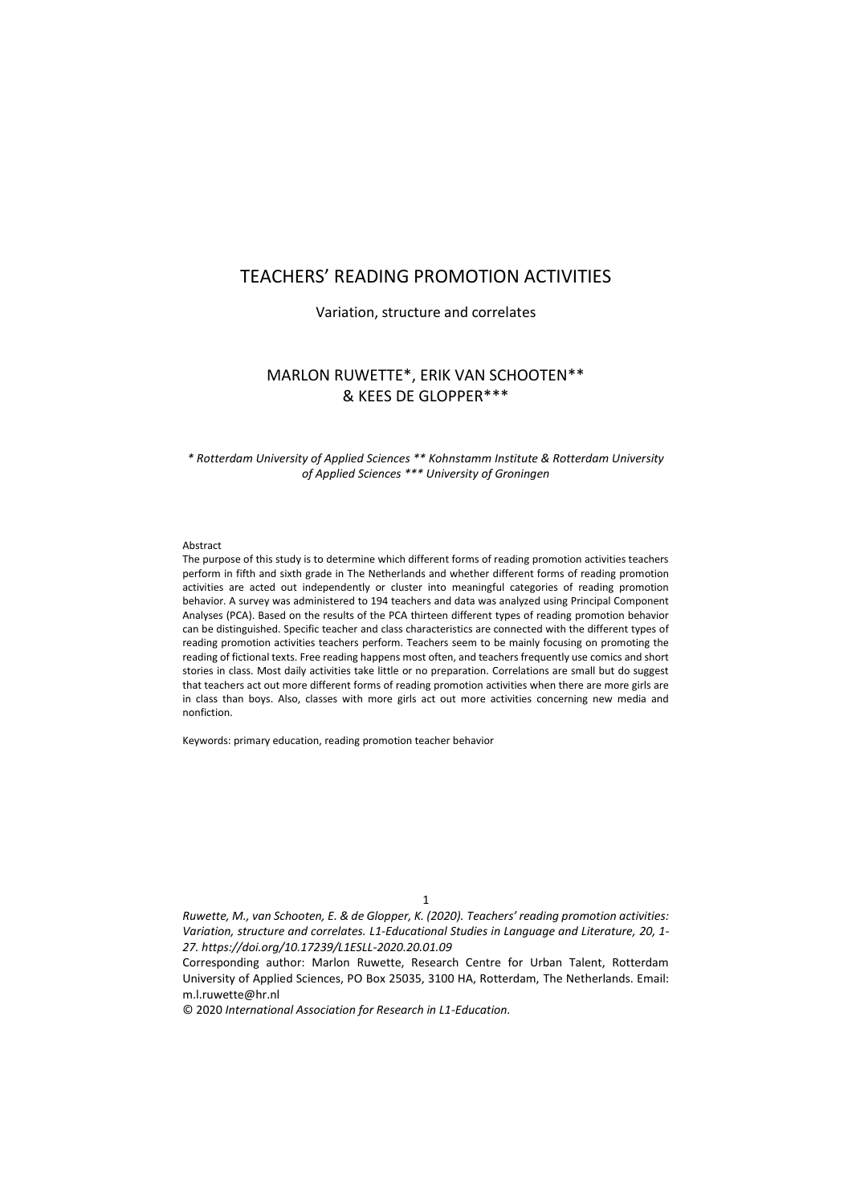# TEACHERS' READING PROMOTION ACTIVITIES

Variation, structure and correlates

MARLON RUWETTE*, ERIK VAN SCHOOTEN** & KEES DE GLOPPER***

*\* Rotterdam University of Applied Sciences \*\* Kohnstamm Institute & Rotterdam University of Applied Sciences \*\*\* University of Groningen*

Abstract

The purpose of this study is to determine which different forms of reading promotion activities teachers perform in fifth and sixth grade in The Netherlands and whether different forms of reading promotion activities are acted out independently or cluster into meaningful categories of reading promotion behavior. A survey was administered to 194 teachers and data was analyzed using Principal Component Analyses (PCA). Based on the results of the PCA thirteen different types of reading promotion behavior can be distinguished. Specific teacher and class characteristics are connected with the different types of reading promotion activities teachers perform. Teachers seem to be mainly focusing on promoting the reading of fictional texts. Free reading happens most often, and teachers frequently use comics and short stories in class. Most daily activities take little or no preparation. Correlations are small but do suggest that teachers act out more different forms of reading promotion activities when there are more girls are in class than boys. Also, classes with more girls act out more activities concerning new media and nonfiction.

Keywords: primary education, reading promotion teacher behavior

*Ruwette, M., van Schooten, E. & de Glopper, K. (2020). Teachers' reading promotion activities: Variation, structure and correlates. L1-Educational Studies in Language and Literature, 20, 1-27. https://doi.org/10.17239/L1ESLL-2020.20.01.09*

Corresponding author: Marlon Ruwette, Research Centre for Urban Talent, Rotterdam University of Applied Sciences, PO Box 25035, 3100 HA, Rotterdam, The Netherlands. Email: m.l.ruwette@hr.nl

© 2020 *International Association for Research in L1-Education.*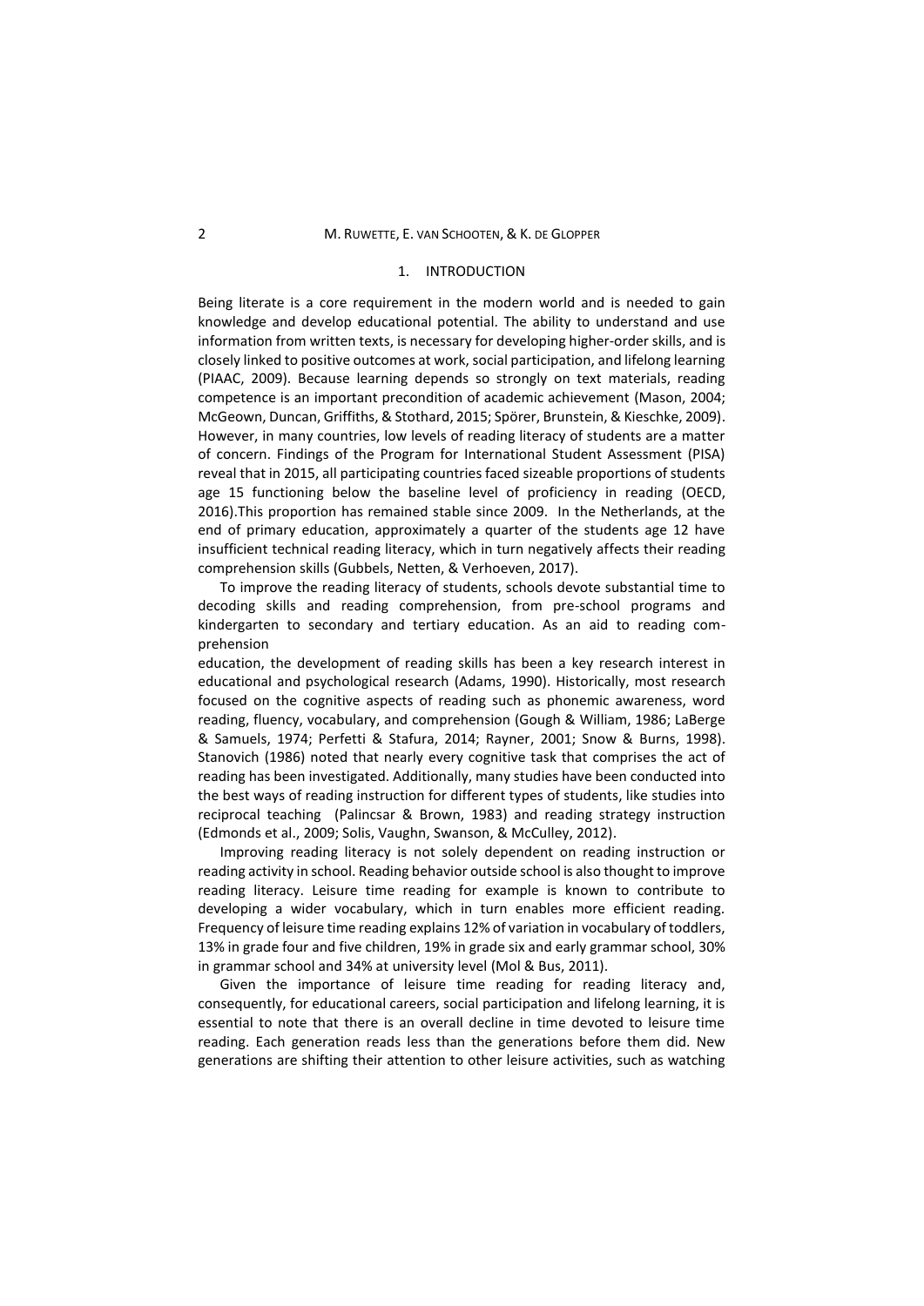## 1. INTRODUCTION

Being literate is a core requirement in the modern world and is needed to gain knowledge and develop educational potential. The ability to understand and use information from written texts, is necessary for developing higher-order skills, and is closely linked to positive outcomes at work, social participation, and lifelong learning (PIAAC, 2009). Because learning depends so strongly on text materials, reading competence is an important precondition of academic achievement (Mason, 2004; McGeown, Duncan, Griffiths, & Stothard, 2015; Spörer, Brunstein, & Kieschke, 2009). However, in many countries, low levels of reading literacy of students are a matter of concern. Findings of the Program for International Student Assessment (PISA) reveal that in 2015, all participating countries faced sizeable proportions of students age 15 functioning below the baseline level of proficiency in reading (OECD, 2016).This proportion has remained stable since 2009. In the Netherlands, at the end of primary education, approximately a quarter of the students age 12 have insufficient technical reading literacy, which in turn negatively affects their reading comprehension skills (Gubbels, Netten, & Verhoeven, 2017).

To improve the reading literacy of students, schools devote substantial time to decoding skills and reading comprehension, from pre-school programs and kindergarten to secondary and tertiary education. As an aid to reading comprehension education, the development of reading skills has been a key research interest in educational and psychological research (Adams, 1990). Historically, most research focused on the cognitive aspects of reading such as phonemic awareness, word reading, fluency, vocabulary, and comprehension (Gough & William, 1986; LaBerge & Samuels, 1974; Perfetti & Stafura, 2014; Rayner, 2001; Snow & Burns, 1998). Stanovich (1986) noted that nearly every cognitive task that comprises the act of reading has been investigated. Additionally, many studies have been conducted into the best ways of reading instruction for different types of students, like studies into reciprocal teaching (Palincsar & Brown, 1983) and reading strategy instruction (Edmonds et al., 2009; Solis, Vaughn, Swanson, & McCulley, 2012).

Improving reading literacy is not solely dependent on reading instruction or reading activity in school. Reading behavior outside school is also thought to improve reading literacy. Leisure time reading for example is known to contribute to developing a wider vocabulary, which in turn enables more efficient reading. Frequency of leisure time reading explains 12% of variation in vocabulary of toddlers, 13% in grade four and five children, 19% in grade six and early grammar school, 30% in grammar school and 34% at university level (Mol & Bus, 2011).

Given the importance of leisure time reading for reading literacy and, consequently, for educational careers, social participation and lifelong learning, it is essential to note that there is an overall decline in time devoted to leisure time reading. Each generation reads less than the generations before them did. New generations are shifting their attention to other leisure activities, such as watching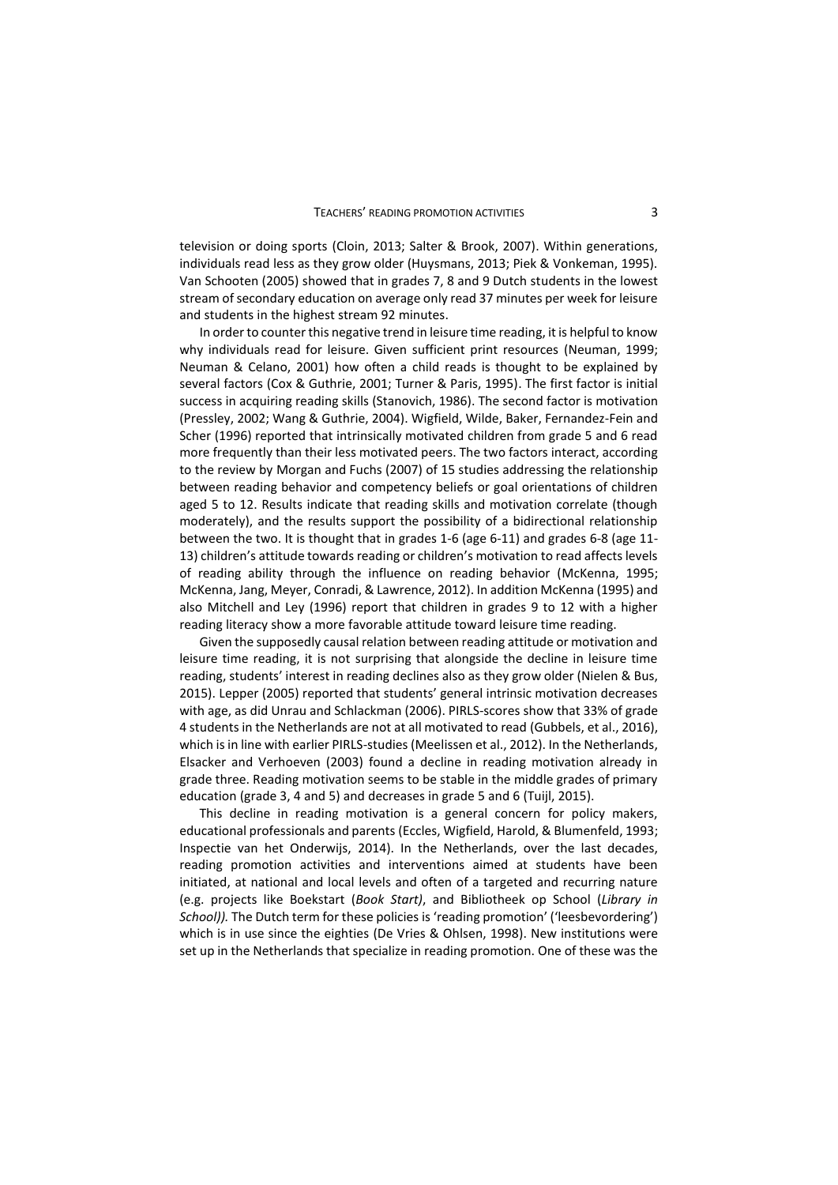television or doing sports (Cloin, 2013; Salter & Brook, 2007). Within generations, individuals read less as they grow older (Huysmans, 2013; Piek & Vonkeman, 1995). Van Schooten (2005) showed that in grades 7, 8 and 9 Dutch students in the lowest stream of secondary education on average only read 37 minutes per week for leisure and students in the highest stream 92 minutes.

In order to counter this negative trend in leisure time reading, it is helpful to know why individuals read for leisure. Given sufficient print resources (Neuman, 1999; Neuman & Celano, 2001) how often a child reads is thought to be explained by several factors (Cox & Guthrie, 2001; Turner & Paris, 1995). The first factor is initial success in acquiring reading skills (Stanovich, 1986). The second factor is motivation (Pressley, 2002; Wang & Guthrie, 2004). Wigfield, Wilde, Baker, Fernandez-Fein and Scher (1996) reported that intrinsically motivated children from grade 5 and 6 read more frequently than their less motivated peers. The two factors interact, according to the review by Morgan and Fuchs (2007) of 15 studies addressing the relationship between reading behavior and competency beliefs or goal orientations of children aged 5 to 12. Results indicate that reading skills and motivation correlate (though moderately), and the results support the possibility of a bidirectional relationship between the two. It is thought that in grades 1-6 (age 6-11) and grades 6-8 (age 11-13) children's attitude towards reading or children's motivation to read affects levels of reading ability through the influence on reading behavior (McKenna, 1995; McKenna, Jang, Meyer, Conradi, & Lawrence, 2012). In addition McKenna (1995) and also Mitchell and Ley (1996) report that children in grades 9 to 12 with a higher reading literacy show a more favorable attitude toward leisure time reading.

Given the supposedly causal relation between reading attitude or motivation and leisure time reading, it is not surprising that alongside the decline in leisure time reading, students' interest in reading declines also as they grow older (Nielen & Bus, 2015). Lepper (2005) reported that students' general intrinsic motivation decreases with age, as did Unrau and Schlackman (2006). PIRLS-scores show that 33% of grade 4 students in the Netherlands are not at all motivated to read (Gubbels, et al., 2016), which is in line with earlier PIRLS-studies (Meelissen et al., 2012). In the Netherlands, Elsacker and Verhoeven (2003) found a decline in reading motivation already in grade three. Reading motivation seems to be stable in the middle grades of primary education (grade 3, 4 and 5) and decreases in grade 5 and 6 (Tuijl, 2015).

This decline in reading motivation is a general concern for policy makers, educational professionals and parents (Eccles, Wigfield, Harold, & Blumenfeld, 1993; Inspectie van het Onderwijs, 2014). In the Netherlands, over the last decades, reading promotion activities and interventions aimed at students have been initiated, at national and local levels and often of a targeted and recurring nature (e.g. projects like Boekstart (*Book Start)*, and Bibliotheek op School (*Library in School)).* The Dutch term for these policies is 'reading promotion' ('leesbevordering') which is in use since the eighties (De Vries & Ohlsen, 1998). New institutions were set up in the Netherlands that specialize in reading promotion. One of these was the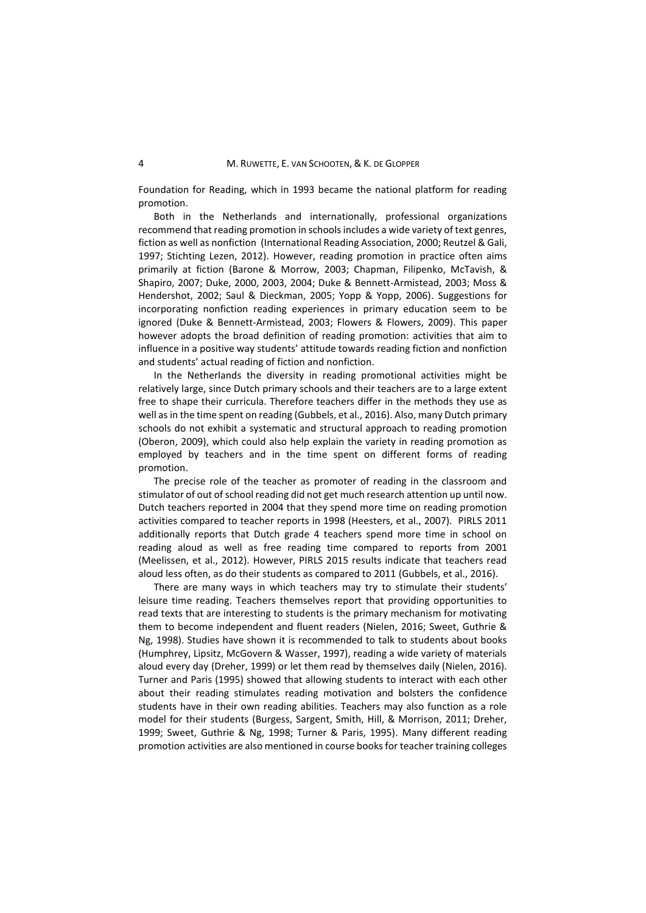Foundation for Reading, which in 1993 became the national platform for reading promotion.

Both in the Netherlands and internationally, professional organizations recommend that reading promotion in schools includes a wide variety of text genres, fiction as well as nonfiction (International Reading Association, 2000; Reutzel & Gali, 1997; Stichting Lezen, 2012). However, reading promotion in practice often aims primarily at fiction (Barone & Morrow, 2003; Chapman, Filipenko, McTavish, & Shapiro, 2007; Duke, 2000, 2003, 2004; Duke & Bennett-Armistead, 2003; Moss & Hendershot, 2002; Saul & Dieckman, 2005; Yopp & Yopp, 2006). Suggestions for incorporating nonfiction reading experiences in primary education seem to be ignored (Duke & Bennett-Armistead, 2003; Flowers & Flowers, 2009). This paper however adopts the broad definition of reading promotion: activities that aim to influence in a positive way students' attitude towards reading fiction and nonfiction and students' actual reading of fiction and nonfiction.

In the Netherlands the diversity in reading promotional activities might be relatively large, since Dutch primary schools and their teachers are to a large extent free to shape their curricula. Therefore teachers differ in the methods they use as well as in the time spent on reading (Gubbels, et al., 2016). Also, many Dutch primary schools do not exhibit a systematic and structural approach to reading promotion (Oberon, 2009), which could also help explain the variety in reading promotion as employed by teachers and in the time spent on different forms of reading promotion.

The precise role of the teacher as promoter of reading in the classroom and stimulator of out of school reading did not get much research attention up until now. Dutch teachers reported in 2004 that they spend more time on reading promotion activities compared to teacher reports in 1998 (Heesters, et al., 2007). PIRLS 2011 additionally reports that Dutch grade 4 teachers spend more time in school on reading aloud as well as free reading time compared to reports from 2001 (Meelissen, et al., 2012). However, PIRLS 2015 results indicate that teachers read aloud less often, as do their students as compared to 2011 (Gubbels, et al., 2016).

There are many ways in which teachers may try to stimulate their students' leisure time reading. Teachers themselves report that providing opportunities to read texts that are interesting to students is the primary mechanism for motivating them to become independent and fluent readers (Nielen, 2016; Sweet, Guthrie & Ng, 1998). Studies have shown it is recommended to talk to students about books (Humphrey, Lipsitz, McGovern & Wasser, 1997), reading a wide variety of materials aloud every day (Dreher, 1999) or let them read by themselves daily (Nielen, 2016). Turner and Paris (1995) showed that allowing students to interact with each other about their reading stimulates reading motivation and bolsters the confidence students have in their own reading abilities. Teachers may also function as a role model for their students (Burgess, Sargent, Smith, Hill, & Morrison, 2011; Dreher, 1999; Sweet, Guthrie & Ng, 1998; Turner & Paris, 1995). Many different reading promotion activities are also mentioned in course books for teacher training colleges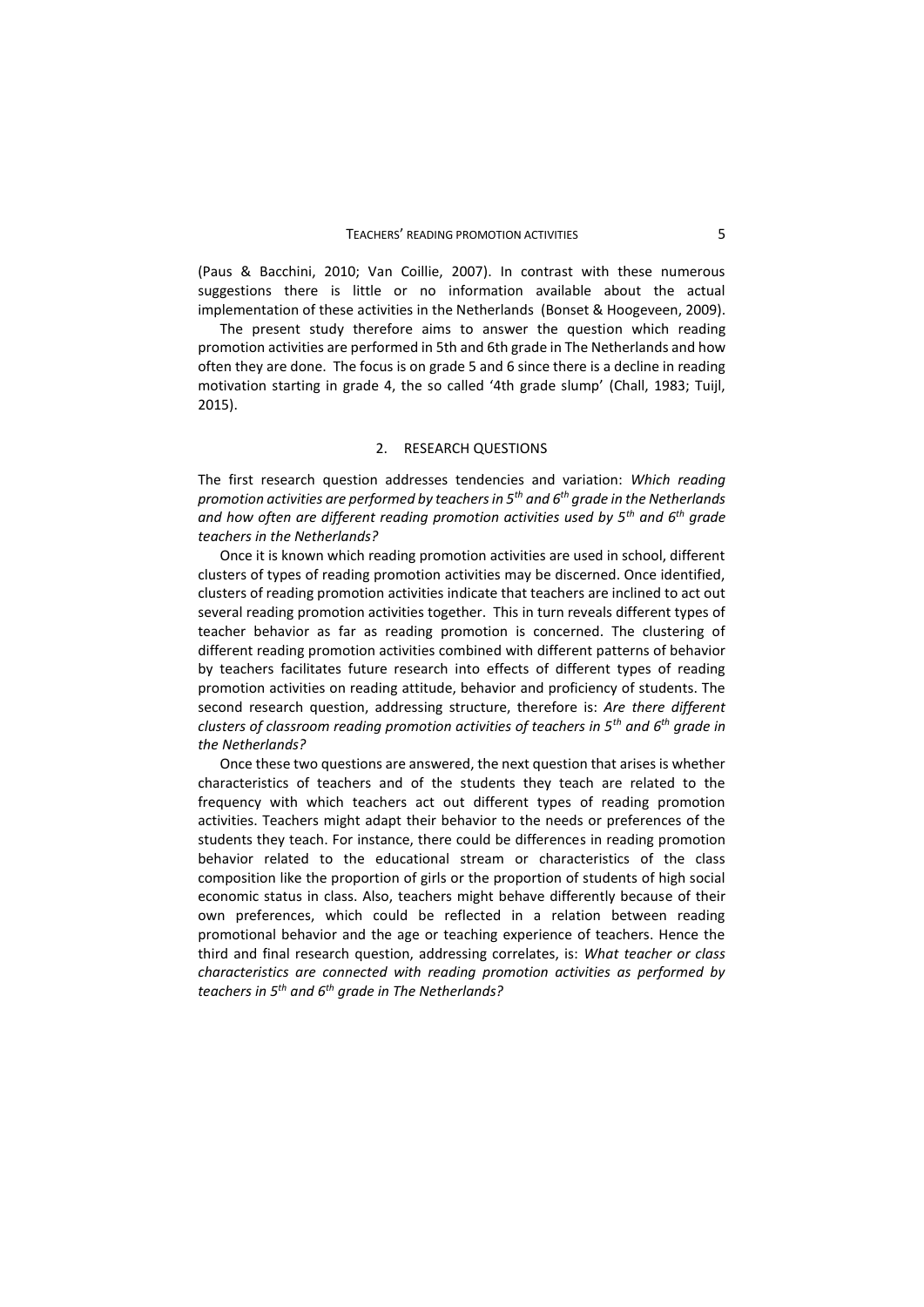(Paus & Bacchini, 2010; Van Coillie, 2007). In contrast with these numerous suggestions there is little or no information available about the actual implementation of these activities in the Netherlands (Bonset & Hoogeveen, 2009).

The present study therefore aims to answer the question which reading promotion activities are performed in 5th and 6th grade in The Netherlands and how often they are done. The focus is on grade 5 and 6 since there is a decline in reading motivation starting in grade 4, the so called '4th grade slump' (Chall, 1983; Tuijl, 2015).

## 2. RESEARCH QUESTIONS

The first research question addresses tendencies and variation: *Which reading promotion activities are performed by teachers in 5$^{th}$ and 6$^{th}$ grade in the Netherlands and how often are different reading promotion activities used by 5$^{th}$ and 6$^{th}$ grade teachers in the Netherlands?*

Once it is known which reading promotion activities are used in school, different clusters of types of reading promotion activities may be discerned. Once identified, clusters of reading promotion activities indicate that teachers are inclined to act out several reading promotion activities together. This in turn reveals different types of teacher behavior as far as reading promotion is concerned. The clustering of different reading promotion activities combined with different patterns of behavior by teachers facilitates future research into effects of different types of reading promotion activities on reading attitude, behavior and proficiency of students. The second research question, addressing structure, therefore is: *Are there different clusters of classroom reading promotion activities of teachers in 5$^{th}$ and 6$^{th}$ grade in the Netherlands?*

Once these two questions are answered, the next question that arises is whether characteristics of teachers and of the students they teach are related to the frequency with which teachers act out different types of reading promotion activities. Teachers might adapt their behavior to the needs or preferences of the students they teach. For instance, there could be differences in reading promotion behavior related to the educational stream or characteristics of the class composition like the proportion of girls or the proportion of students of high social economic status in class. Also, teachers might behave differently because of their own preferences, which could be reflected in a relation between reading promotional behavior and the age or teaching experience of teachers. Hence the third and final research question, addressing correlates, is: *What teacher or class characteristics are connected with reading promotion activities as performed by teachers in 5$^{th}$ and 6$^{th}$ grade in The Netherlands?*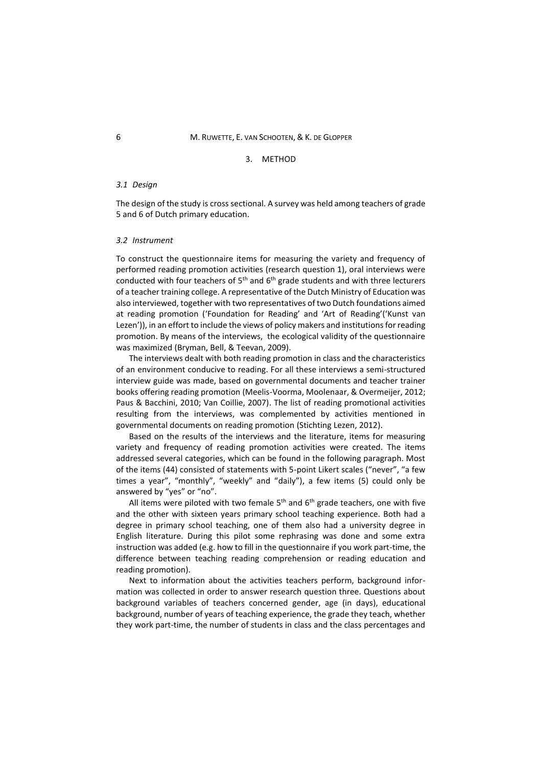## 3. METHOD

### *3.1 Design*

The design of the study is cross sectional. A survey was held among teachers of grade 5 and 6 of Dutch primary education.

### *3.2 Instrument*

To construct the questionnaire items for measuring the variety and frequency of performed reading promotion activities (research question 1), oral interviews were conducted with four teachers of 5th and 6th grade students and with three lecturers of a teacher training college. A representative of the Dutch Ministry of Education was also interviewed, together with two representatives of two Dutch foundations aimed at reading promotion ('Foundation for Reading' and 'Art of Reading'('Kunst van Lezen')), in an effort to include the views of policy makers and institutions for reading promotion. By means of the interviews, the ecological validity of the questionnaire was maximized (Bryman, Bell, & Teevan, 2009).

The interviews dealt with both reading promotion in class and the characteristics of an environment conducive to reading. For all these interviews a semi-structured interview guide was made, based on governmental documents and teacher trainer books offering reading promotion (Meelis-Voorma, Moolenaar, & Overmeijer, 2012; Paus & Bacchini, 2010; Van Coillie, 2007). The list of reading promotional activities resulting from the interviews, was complemented by activities mentioned in governmental documents on reading promotion (Stichting Lezen, 2012).

Based on the results of the interviews and the literature, items for measuring variety and frequency of reading promotion activities were created. The items addressed several categories, which can be found in the following paragraph. Most of the items (44) consisted of statements with 5-point Likert scales ("never", "a few times a year", "monthly", "weekly" and "daily"), a few items (5) could only be answered by "yes" or "no".

All items were piloted with two female 5th and 6th grade teachers, one with five and the other with sixteen years primary school teaching experience. Both had a degree in primary school teaching, one of them also had a university degree in English literature. During this pilot some rephrasing was done and some extra instruction was added (e.g. how to fill in the questionnaire if you work part-time, the difference between teaching reading comprehension or reading education and reading promotion).

Next to information about the activities teachers perform, background information was collected in order to answer research question three. Questions about background variables of teachers concerned gender, age (in days), educational background, number of years of teaching experience, the grade they teach, whether they work part-time, the number of students in class and the class percentages and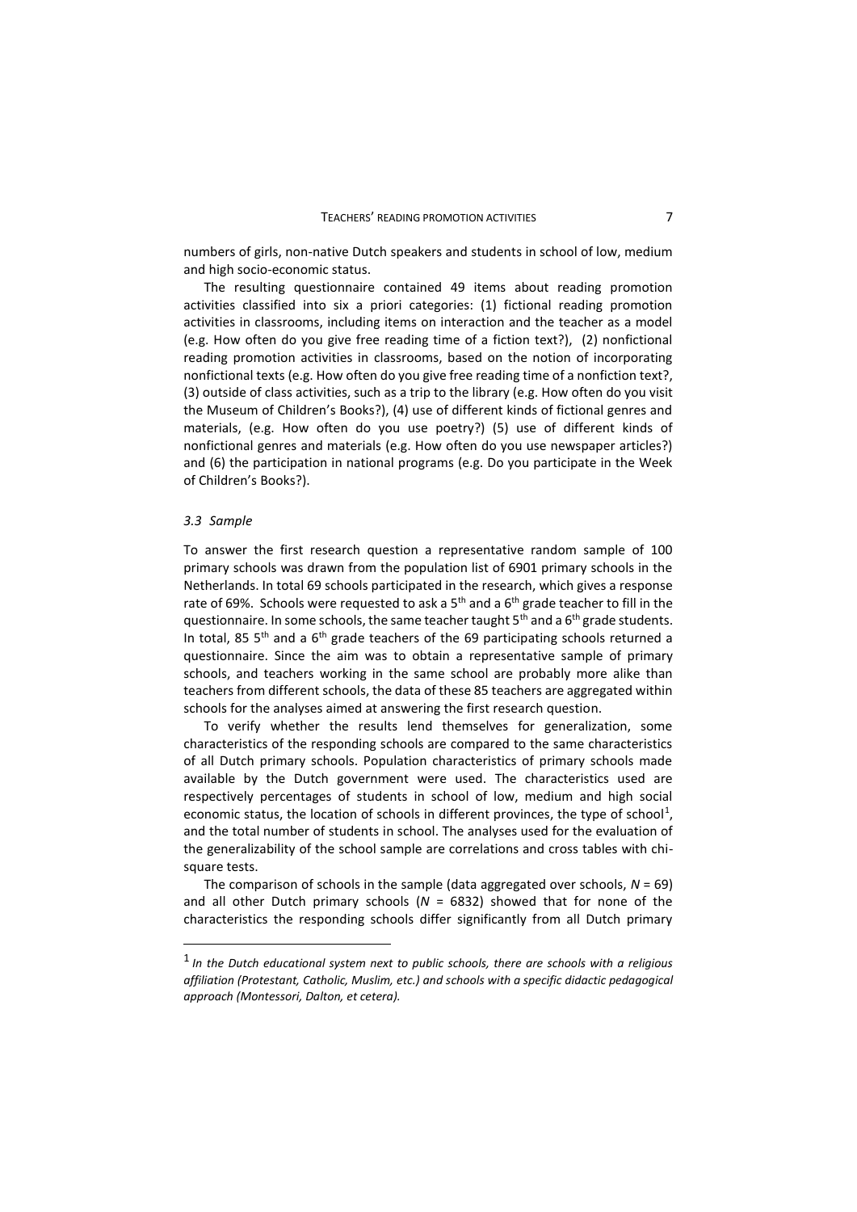numbers of girls, non-native Dutch speakers and students in school of low, medium and high socio-economic status.

The resulting questionnaire contained 49 items about reading promotion activities classified into six a priori categories: (1) fictional reading promotion activities in classrooms, including items on interaction and the teacher as a model (e.g. How often do you give free reading time of a fiction text?), (2) nonfictional reading promotion activities in classrooms, based on the notion of incorporating nonfictional texts (e.g. How often do you give free reading time of a nonfiction text?, (3) outside of class activities, such as a trip to the library (e.g. How often do you visit the Museum of Children's Books?), (4) use of different kinds of fictional genres and materials, (e.g. How often do you use poetry?) (5) use of different kinds of nonfictional genres and materials (e.g. How often do you use newspaper articles?) and (6) the participation in national programs (e.g. Do you participate in the Week of Children's Books?).

### *3.3 Sample*

To answer the first research question a representative random sample of 100 primary schools was drawn from the population list of 6901 primary schools in the Netherlands. In total 69 schools participated in the research, which gives a response rate of 69%. Schools were requested to ask a 5th and a 6th grade teacher to fill in the questionnaire. In some schools, the same teacher taught 5th and a 6th grade students. In total, 85 5th and a 6th grade teachers of the 69 participating schools returned a questionnaire. Since the aim was to obtain a representative sample of primary schools, and teachers working in the same school are probably more alike than teachers from different schools, the data of these 85 teachers are aggregated within schools for the analyses aimed at answering the first research question.

To verify whether the results lend themselves for generalization, some characteristics of the responding schools are compared to the same characteristics of all Dutch primary schools. Population characteristics of primary schools made available by the Dutch government were used. The characteristics used are respectively percentages of students in school of low, medium and high social economic status, the location of schools in different provinces, the type of school[1], and the total number of students in school. The analyses used for the evaluation of the generalizability of the school sample are correlations and cross tables with chi-square tests.

The comparison of schools in the sample (data aggregated over schools, $N = 69$) and all other Dutch primary schools ($N = 6832$) showed that for none of the characteristics the responding schools differ significantly from all Dutch primary

---

[1] *In the Dutch educational system next to public schools, there are schools with a religious affiliation (Protestant, Catholic, Muslim, etc.) and schools with a specific didactic pedagogical approach (Montessori, Dalton, et cetera).*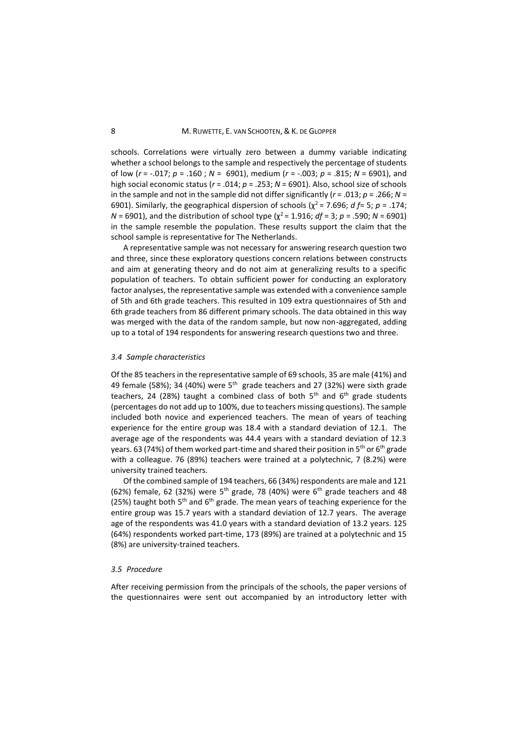schools. Correlations were virtually zero between a dummy variable indicating whether a school belongs to the sample and respectively the percentage of students of low ($r$ = -.017; $p$ = .160 ; $N$ = 6901), medium ($r$ = -.003; $p$ = .815; $N$ = 6901), and high social economic status ($r$ = .014; $p$ = .253; $N$ = 6901). Also, school size of schools in the sample and not in the sample did not differ significantly ($r$ = .013; $p$ = .266; $N$ = 6901). Similarly, the geographical dispersion of schools ($\chi^2$ = 7.696; $df$= 5; $p$ = .174; $N$ = 6901), and the distribution of school type ($\chi^2$ = 1.916; $df$ = 3; $p$ = .590; $N$ = 6901) in the sample resemble the population. These results support the claim that the school sample is representative for The Netherlands.

A representative sample was not necessary for answering research question two and three, since these exploratory questions concern relations between constructs and aim at generating theory and do not aim at generalizing results to a specific population of teachers. To obtain sufficient power for conducting an exploratory factor analyses, the representative sample was extended with a convenience sample of 5th and 6th grade teachers. This resulted in 109 extra questionnaires of 5th and 6th grade teachers from 86 different primary schools. The data obtained in this way was merged with the data of the random sample, but now non-aggregated, adding up to a total of 194 respondents for answering research questions two and three.

### *3.4 Sample characteristics*

Of the 85 teachers in the representative sample of 69 schools, 35 are male (41%) and 49 female (58%); 34 (40%) were 5th grade teachers and 27 (32%) were sixth grade teachers, 24 (28%) taught a combined class of both 5th and 6th grade students (percentages do not add up to 100%, due to teachers missing questions). The sample included both novice and experienced teachers. The mean of years of teaching experience for the entire group was 18.4 with a standard deviation of 12.1. The average age of the respondents was 44.4 years with a standard deviation of 12.3 years. 63 (74%) of them worked part-time and shared their position in 5th or 6th grade with a colleague. 76 (89%) teachers were trained at a polytechnic, 7 (8.2%) were university trained teachers.

Of the combined sample of 194 teachers, 66 (34%) respondents are male and 121 (62%) female, 62 (32%) were 5th grade, 78 (40%) were 6th grade teachers and 48 (25%) taught both 5th and 6th grade. The mean years of teaching experience for the entire group was 15.7 years with a standard deviation of 12.7 years. The average age of the respondents was 41.0 years with a standard deviation of 13.2 years. 125 (64%) respondents worked part-time, 173 (89%) are trained at a polytechnic and 15 (8%) are university-trained teachers.

### *3.5 Procedure*

After receiving permission from the principals of the schools, the paper versions of the questionnaires were sent out accompanied by an introductory letter with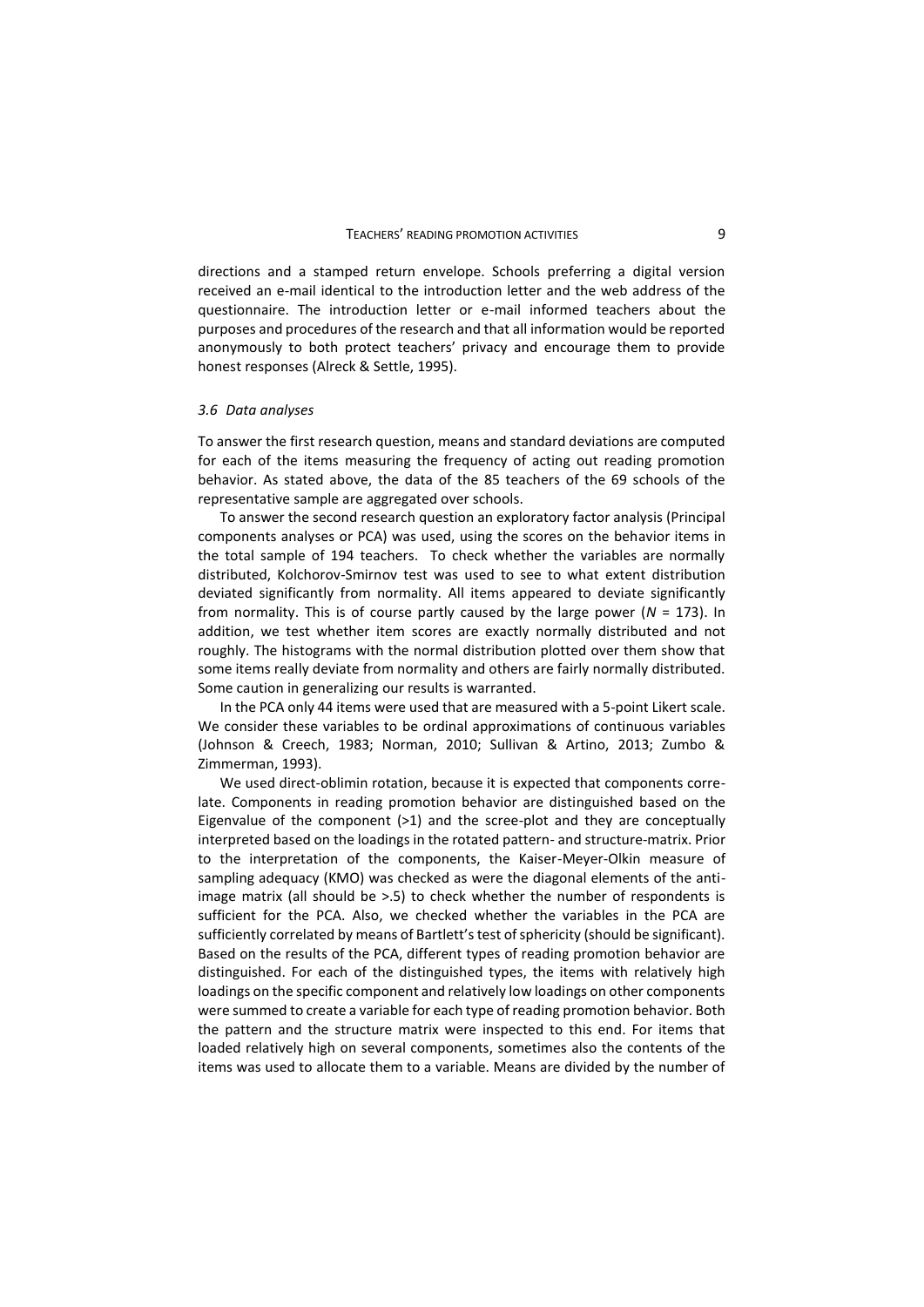directions and a stamped return envelope. Schools preferring a digital version received an e-mail identical to the introduction letter and the web address of the questionnaire. The introduction letter or e-mail informed teachers about the purposes and procedures of the research and that all information would be reported anonymously to both protect teachers' privacy and encourage them to provide honest responses (Alreck & Settle, 1995).

### *3.6 Data analyses*

To answer the first research question, means and standard deviations are computed for each of the items measuring the frequency of acting out reading promotion behavior. As stated above, the data of the 85 teachers of the 69 schools of the representative sample are aggregated over schools.

To answer the second research question an exploratory factor analysis (Principal components analyses or PCA) was used, using the scores on the behavior items in the total sample of 194 teachers. To check whether the variables are normally distributed, Kolchorov-Smirnov test was used to see to what extent distribution deviated significantly from normality. All items appeared to deviate significantly from normality. This is of course partly caused by the large power ($N$ = 173). In addition, we test whether item scores are exactly normally distributed and not roughly. The histograms with the normal distribution plotted over them show that some items really deviate from normality and others are fairly normally distributed. Some caution in generalizing our results is warranted.

In the PCA only 44 items were used that are measured with a 5-point Likert scale. We consider these variables to be ordinal approximations of continuous variables (Johnson & Creech, 1983; Norman, 2010; Sullivan & Artino, 2013; Zumbo & Zimmerman, 1993).

We used direct-oblimin rotation, because it is expected that components correlate. Components in reading promotion behavior are distinguished based on the Eigenvalue of the component (>1) and the scree-plot and they are conceptually interpreted based on the loadings in the rotated pattern- and structure-matrix. Prior to the interpretation of the components, the Kaiser-Meyer-Olkin measure of sampling adequacy (KMO) was checked as were the diagonal elements of the anti-image matrix (all should be >.5) to check whether the number of respondents is sufficient for the PCA. Also, we checked whether the variables in the PCA are sufficiently correlated by means of Bartlett's test of sphericity (should be significant). Based on the results of the PCA, different types of reading promotion behavior are distinguished. For each of the distinguished types, the items with relatively high loadings on the specific component and relatively low loadings on other components were summed to create a variable for each type of reading promotion behavior. Both the pattern and the structure matrix were inspected to this end. For items that loaded relatively high on several components, sometimes also the contents of the items was used to allocate them to a variable. Means are divided by the number of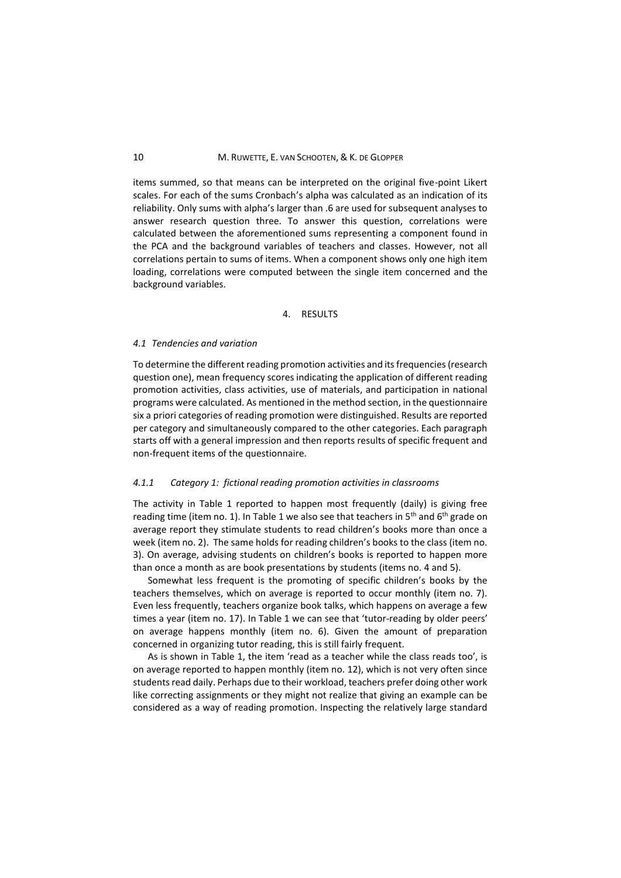items summed, so that means can be interpreted on the original five-point Likert scales. For each of the sums Cronbach's alpha was calculated as an indication of its reliability. Only sums with alpha's larger than .6 are used for subsequent analyses to answer research question three. To answer this question, correlations were calculated between the aforementioned sums representing a component found in the PCA and the background variables of teachers and classes. However, not all correlations pertain to sums of items. When a component shows only one high item loading, correlations were computed between the single item concerned and the background variables.

## 4. RESULTS

### *4.1 Tendencies and variation*

To determine the different reading promotion activities and its frequencies (research question one), mean frequency scores indicating the application of different reading promotion activities, class activities, use of materials, and participation in national programs were calculated. As mentioned in the method section, in the questionnaire six a priori categories of reading promotion were distinguished. Results are reported per category and simultaneously compared to the other categories. Each paragraph starts off with a general impression and then reports results of specific frequent and non-frequent items of the questionnaire.

#### *4.1.1 Category 1: fictional reading promotion activities in classrooms*

The activity in Table 1 reported to happen most frequently (daily) is giving free reading time (item no. 1). In Table 1 we also see that teachers in 5th and 6th grade on average report they stimulate students to read children's books more than once a week (item no. 2). The same holds for reading children's books to the class (item no. 3). On average, advising students on children's books is reported to happen more than once a month as are book presentations by students (items no. 4 and 5).

Somewhat less frequent is the promoting of specific children's books by the teachers themselves, which on average is reported to occur monthly (item no. 7). Even less frequently, teachers organize book talks, which happens on average a few times a year (item no. 17). In Table 1 we can see that 'tutor-reading by older peers' on average happens monthly (item no. 6). Given the amount of preparation concerned in organizing tutor reading, this is still fairly frequent.

As is shown in Table 1, the item 'read as a teacher while the class reads too', is on average reported to happen monthly (item no. 12), which is not very often since students read daily. Perhaps due to their workload, teachers prefer doing other work like correcting assignments or they might not realize that giving an example can be considered as a way of reading promotion. Inspecting the relatively large standard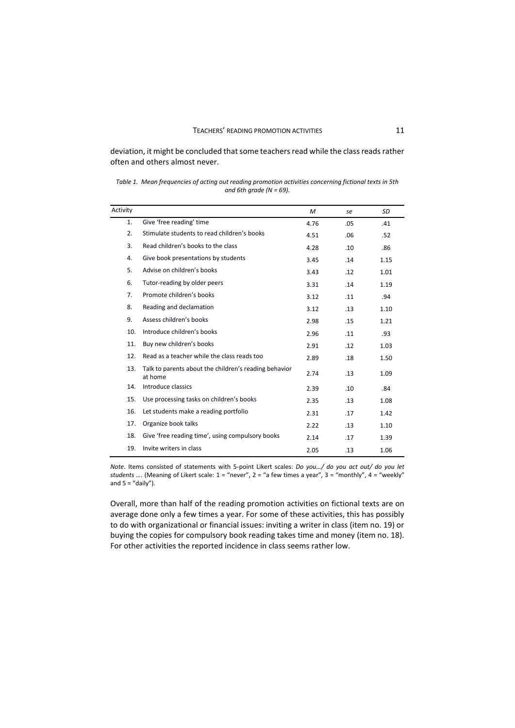deviation, it might be concluded that some teachers read while the class reads rather often and others almost never.

*Table 1. Mean frequencies of acting out reading promotion activities concerning fictional texts in 5th and 6th grade (N = 69).*

| Activity | | *M* | *se* | *SD* |
|---|---|---|---|---|
| 1. | Give 'free reading' time | 4.76 | .05 | .41 |
| 2. | Stimulate students to read children's books | 4.51 | .06 | .52 |
| 3. | Read children's books to the class | 4.28 | .10 | .86 |
| 4. | Give book presentations by students | 3.45 | .14 | 1.15 |
| 5. | Advise on children's books | 3.43 | .12 | 1.01 |
| 6. | Tutor-reading by older peers | 3.31 | .14 | 1.19 |
| 7. | Promote children's books | 3.12 | .11 | .94 |
| 8. | Reading and declamation | 3.12 | .13 | 1.10 |
| 9. | Assess children's books | 2.98 | .15 | 1.21 |
| 10. | Introduce children's books | 2.96 | .11 | .93 |
| 11. | Buy new children's books | 2.91 | .12 | 1.03 |
| 12. | Read as a teacher while the class reads too | 2.89 | .18 | 1.50 |
| 13. | Talk to parents about the children's reading behavior at home | 2.74 | .13 | 1.09 |
| 14. | Introduce classics | 2.39 | .10 | .84 |
| 15. | Use processing tasks on children's books | 2.35 | .13 | 1.08 |
| 16. | Let students make a reading portfolio | 2.31 | .17 | 1.42 |
| 17. | Organize book talks | 2.22 | .13 | 1.10 |
| 18. | Give 'free reading time', using compulsory books | 2.14 | .17 | 1.39 |
| 19. | Invite writers in class | 2.05 | .13 | 1.06 |

*Note*. Items consisted of statements with 5-point Likert scales: *Do you…/ do you act out/ do you let students ….* (Meaning of Likert scale: 1 = "never", 2 = "a few times a year", 3 = "monthly", 4 = "weekly" and 5 = "daily").

Overall, more than half of the reading promotion activities on fictional texts are on average done only a few times a year. For some of these activities, this has possibly to do with organizational or financial issues: inviting a writer in class (item no. 19) or buying the copies for compulsory book reading takes time and money (item no. 18). For other activities the reported incidence in class seems rather low.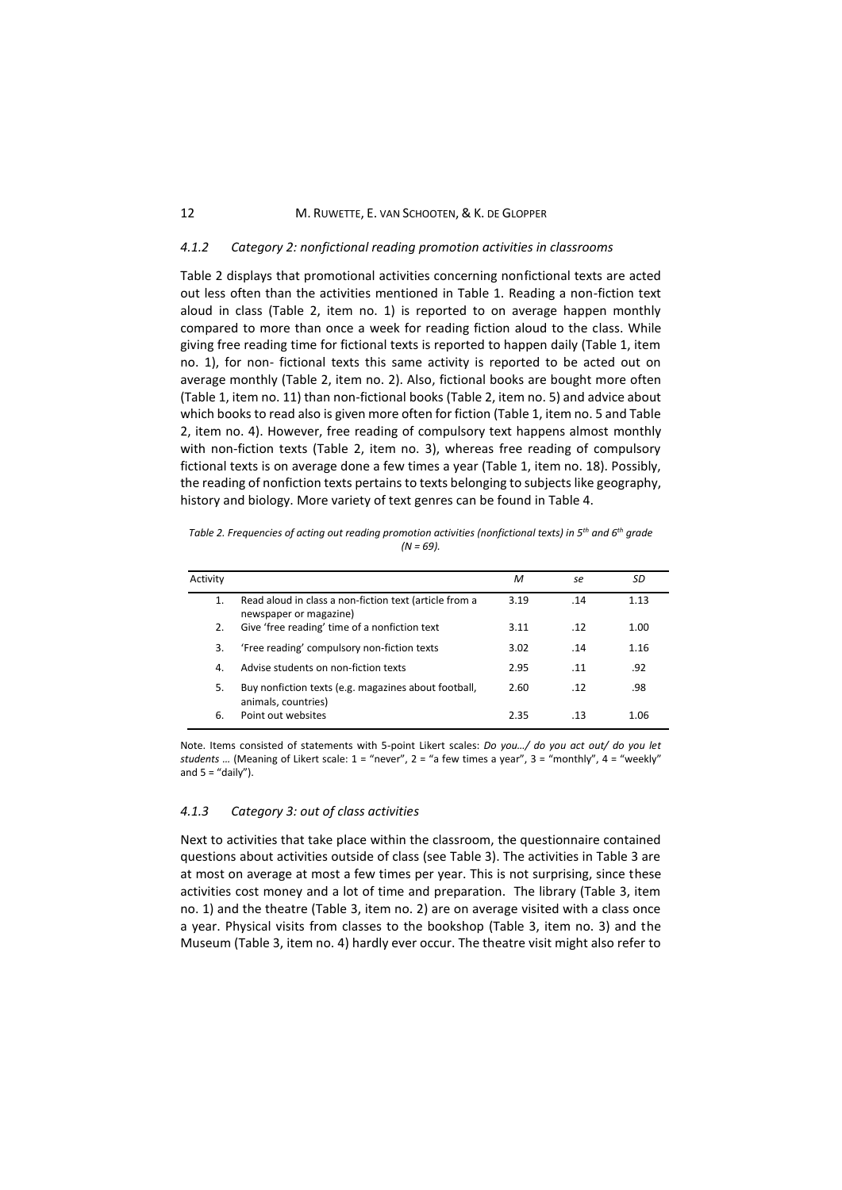### 4.1.2 Category 2: nonfictional reading promotion activities in classrooms

Table 2 displays that promotional activities concerning nonfictional texts are acted out less often than the activities mentioned in Table 1. Reading a non-fiction text aloud in class (Table 2, item no. 1) is reported to on average happen monthly compared to more than once a week for reading fiction aloud to the class. While giving free reading time for fictional texts is reported to happen daily (Table 1, item no. 1), for non- fictional texts this same activity is reported to be acted out on average monthly (Table 2, item no. 2). Also, fictional books are bought more often (Table 1, item no. 11) than non-fictional books (Table 2, item no. 5) and advice about which books to read also is given more often for fiction (Table 1, item no. 5 and Table 2, item no. 4). However, free reading of compulsory text happens almost monthly with non-fiction texts (Table 2, item no. 3), whereas free reading of compulsory fictional texts is on average done a few times a year (Table 1, item no. 18). Possibly, the reading of nonfiction texts pertains to texts belonging to subjects like geography, history and biology. More variety of text genres can be found in Table 4.

*Table 2. Frequencies of acting out reading promotion activities (nonfictional texts) in 5th and 6th grade (N = 69).*

| Activity | | M | se | SD |
|---|---|---|---|---|
| 1. | Read aloud in class a non-fiction text (article from a newspaper or magazine) | 3.19 | .14 | 1.13 |
| 2. | Give 'free reading' time of a nonfiction text | 3.11 | .12 | 1.00 |
| 3. | 'Free reading' compulsory non-fiction texts | 3.02 | .14 | 1.16 |
| 4. | Advise students on non-fiction texts | 2.95 | .11 | .92 |
| 5. | Buy nonfiction texts (e.g. magazines about football, animals, countries) | 2.60 | .12 | .98 |
| 6. | Point out websites | 2.35 | .13 | 1.06 |

Note. Items consisted of statements with 5-point Likert scales: *Do you…/ do you act out/ do you let students …* (Meaning of Likert scale: 1 = "never", 2 = "a few times a year", 3 = "monthly", 4 = "weekly" and 5 = "daily").

### 4.1.3 Category 3: out of class activities

Next to activities that take place within the classroom, the questionnaire contained questions about activities outside of class (see Table 3). The activities in Table 3 are at most on average at most a few times per year. This is not surprising, since these activities cost money and a lot of time and preparation. The library (Table 3, item no. 1) and the theatre (Table 3, item no. 2) are on average visited with a class once a year. Physical visits from classes to the bookshop (Table 3, item no. 3) and the Museum (Table 3, item no. 4) hardly ever occur. The theatre visit might also refer to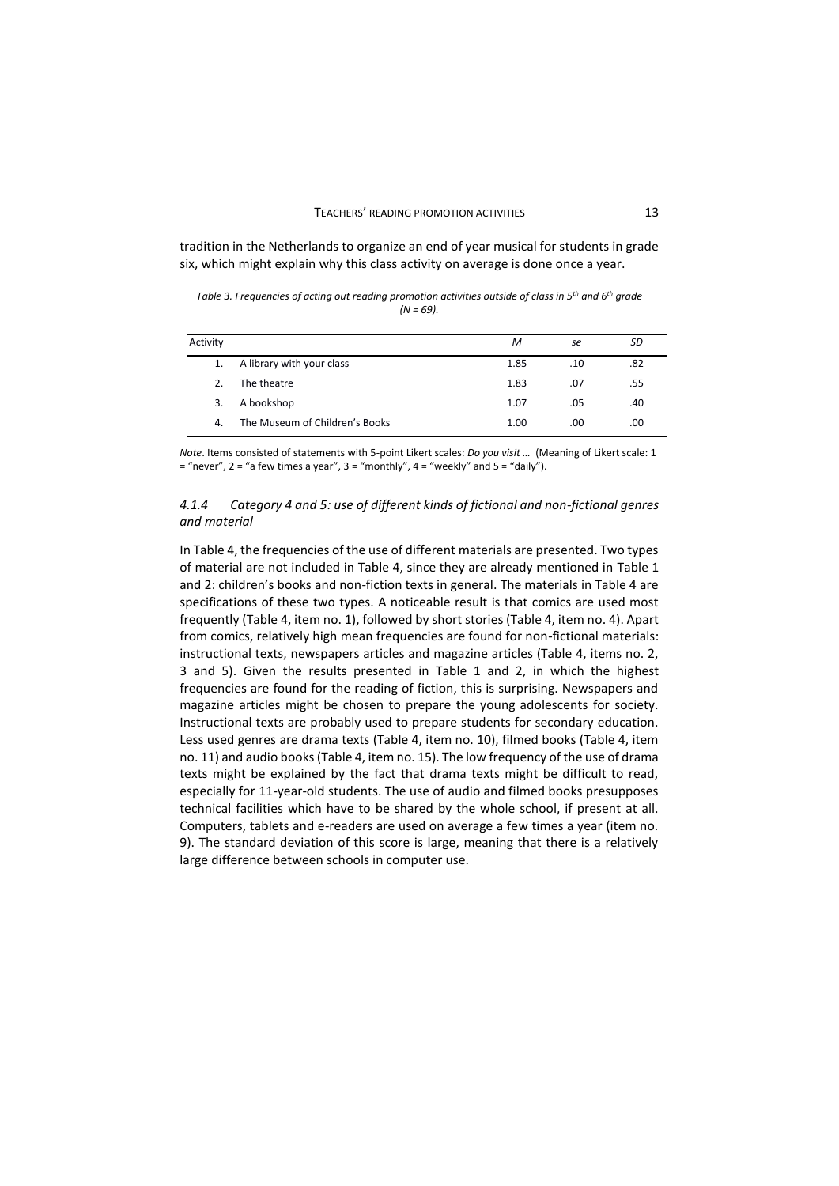tradition in the Netherlands to organize an end of year musical for students in grade six, which might explain why this class activity on average is done once a year.

*Table 3. Frequencies of acting out reading promotion activities outside of class in 5th and 6th grade (N = 69).*

| Activity | | *M* | *se* | *SD* |
|---|---|---|---|---|
| 1. | A library with your class | 1.85 | .10 | .82 |
| 2. | The theatre | 1.83 | .07 | .55 |
| 3. | A bookshop | 1.07 | .05 | .40 |
| 4. | The Museum of Children's Books | 1.00 | .00 | .00 |

*Note*. Items consisted of statements with 5-point Likert scales: *Do you visit …* (Meaning of Likert scale: 1 = "never", 2 = "a few times a year", 3 = "monthly", 4 = "weekly" and 5 = "daily").

### *4.1.4 Category 4 and 5: use of different kinds of fictional and non-fictional genres and material*

In Table 4, the frequencies of the use of different materials are presented. Two types of material are not included in Table 4, since they are already mentioned in Table 1 and 2: children's books and non-fiction texts in general. The materials in Table 4 are specifications of these two types. A noticeable result is that comics are used most frequently (Table 4, item no. 1), followed by short stories (Table 4, item no. 4). Apart from comics, relatively high mean frequencies are found for non-fictional materials: instructional texts, newspapers articles and magazine articles (Table 4, items no. 2, 3 and 5). Given the results presented in Table 1 and 2, in which the highest frequencies are found for the reading of fiction, this is surprising. Newspapers and magazine articles might be chosen to prepare the young adolescents for society. Instructional texts are probably used to prepare students for secondary education. Less used genres are drama texts (Table 4, item no. 10), filmed books (Table 4, item no. 11) and audio books (Table 4, item no. 15). The low frequency of the use of drama texts might be explained by the fact that drama texts might be difficult to read, especially for 11-year-old students. The use of audio and filmed books presupposes technical facilities which have to be shared by the whole school, if present at all. Computers, tablets and e-readers are used on average a few times a year (item no. 9). The standard deviation of this score is large, meaning that there is a relatively large difference between schools in computer use.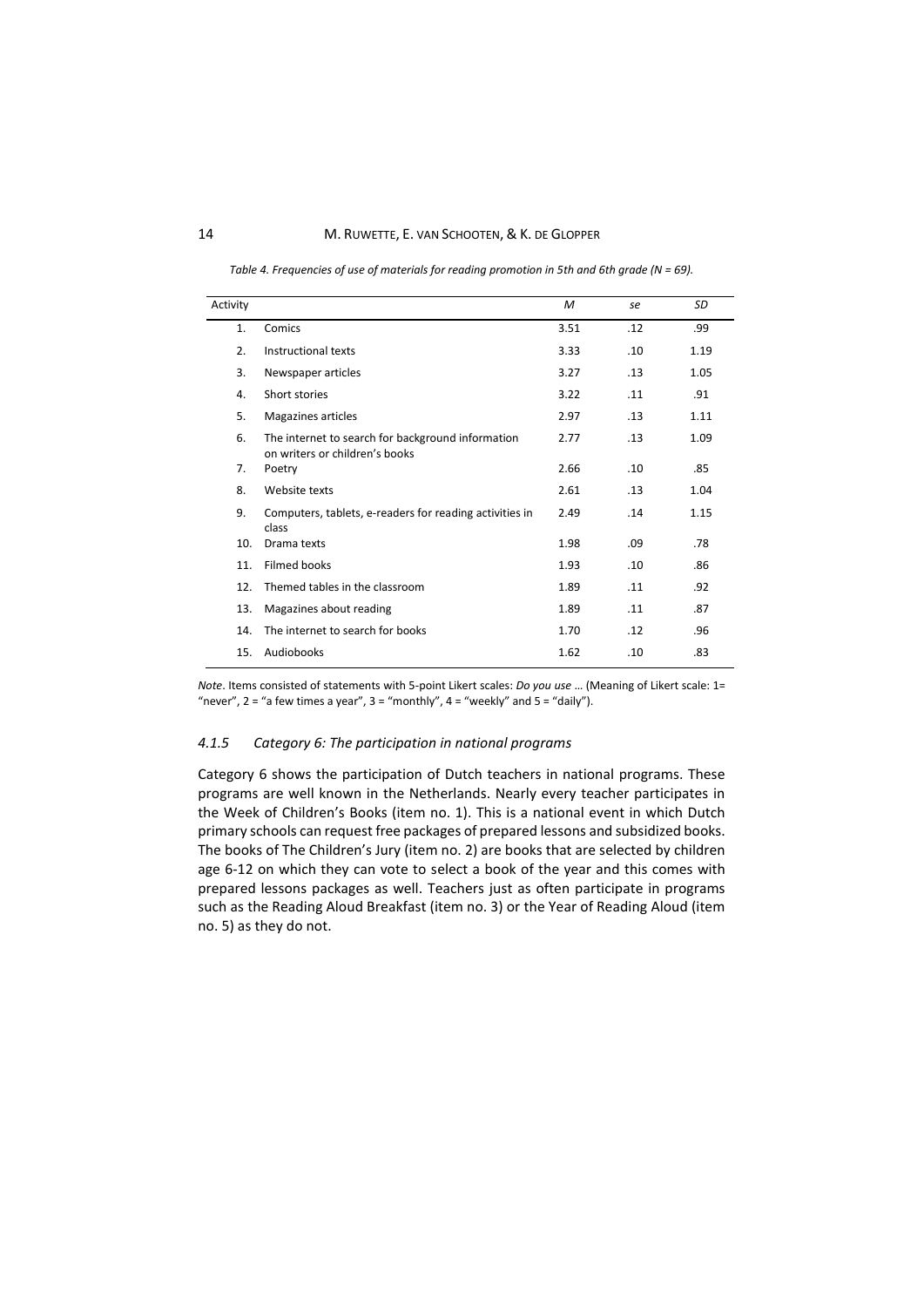*Table 4. Frequencies of use of materials for reading promotion in 5th and 6th grade (N = 69).*

| Activity | | *M* | *se* | *SD* |
|---|---|---|---|---|
| 1. | Comics | 3.51 | .12 | .99 |
| 2. | Instructional texts | 3.33 | .10 | 1.19 |
| 3. | Newspaper articles | 3.27 | .13 | 1.05 |
| 4. | Short stories | 3.22 | .11 | .91 |
| 5. | Magazines articles | 2.97 | .13 | 1.11 |
| 6. | The internet to search for background information on writers or children's books | 2.77 | .13 | 1.09 |
| 7. | Poetry | 2.66 | .10 | .85 |
| 8. | Website texts | 2.61 | .13 | 1.04 |
| 9. | Computers, tablets, e-readers for reading activities in class | 2.49 | .14 | 1.15 |
| 10. | Drama texts | 1.98 | .09 | .78 |
| 11. | Filmed books | 1.93 | .10 | .86 |
| 12. | Themed tables in the classroom | 1.89 | .11 | .92 |
| 13. | Magazines about reading | 1.89 | .11 | .87 |
| 14. | The internet to search for books | 1.70 | .12 | .96 |
| 15. | Audiobooks | 1.62 | .10 | .83 |

*Note*. Items consisted of statements with 5-point Likert scales: *Do you use …* (Meaning of Likert scale: 1= "never", 2 = "a few times a year", 3 = "monthly", 4 = "weekly" and 5 = "daily").

### *4.1.5 Category 6: The participation in national programs*

Category 6 shows the participation of Dutch teachers in national programs. These programs are well known in the Netherlands. Nearly every teacher participates in the Week of Children's Books (item no. 1). This is a national event in which Dutch primary schools can request free packages of prepared lessons and subsidized books. The books of The Children's Jury (item no. 2) are books that are selected by children age 6-12 on which they can vote to select a book of the year and this comes with prepared lessons packages as well. Teachers just as often participate in programs such as the Reading Aloud Breakfast (item no. 3) or the Year of Reading Aloud (item no. 5) as they do not.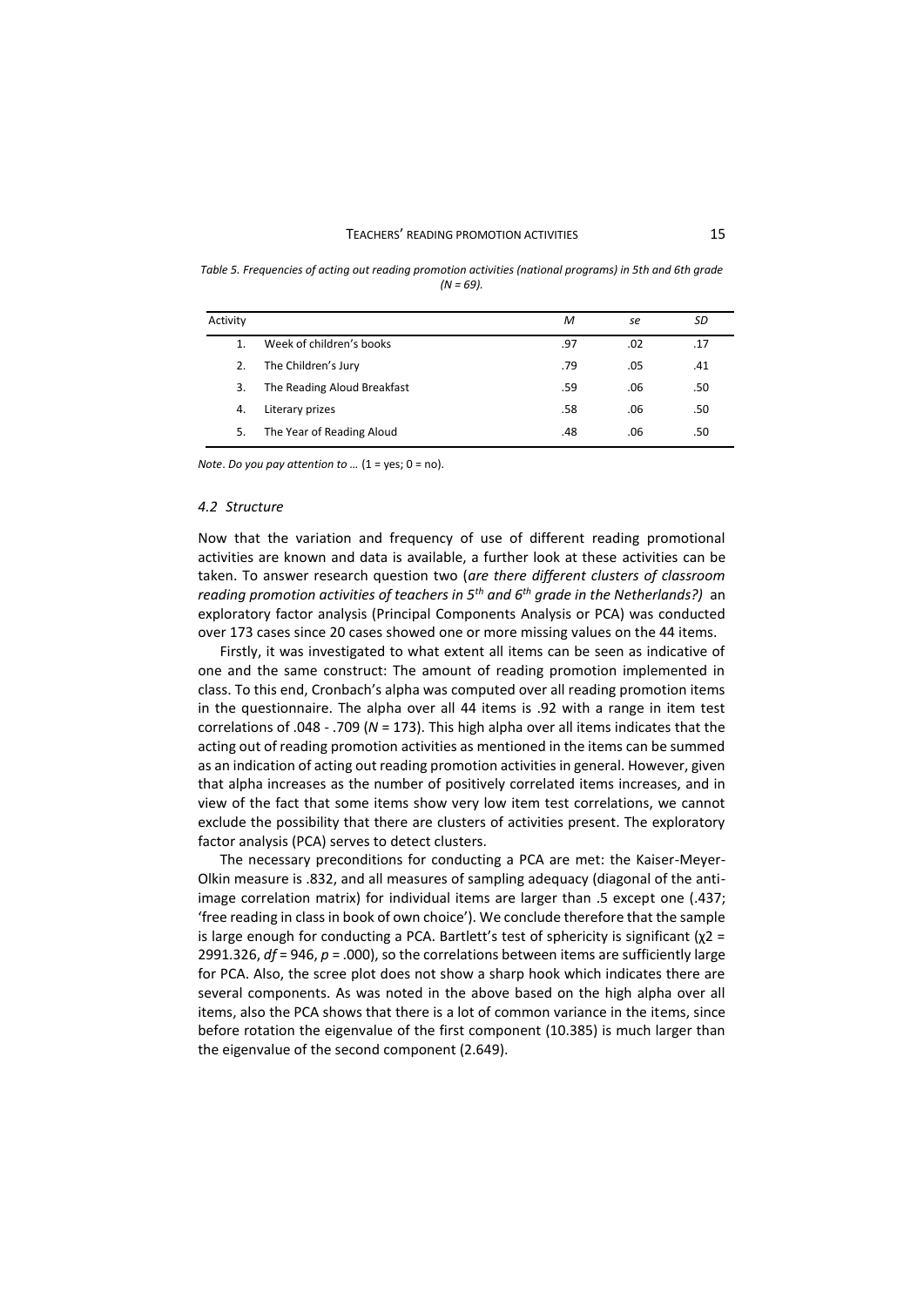*Table 5. Frequencies of acting out reading promotion activities (national programs) in 5th and 6th grade (N = 69).*

| Activity | | *M* | *se* | *SD* |
|---|---|---|---|---|
| 1. | Week of children's books | .97 | .02 | .17 |
| 2. | The Children's Jury | .79 | .05 | .41 |
| 3. | The Reading Aloud Breakfast | .59 | .06 | .50 |
| 4. | Literary prizes | .58 | .06 | .50 |
| 5. | The Year of Reading Aloud | .48 | .06 | .50 |

*Note*. *Do you pay attention to …* (1 = yes; 0 = no).

### *4.2 Structure*

Now that the variation and frequency of use of different reading promotional activities are known and data is available, a further look at these activities can be taken. To answer research question two (*are there different clusters of classroom reading promotion activities of teachers in 5th and 6th grade in the Netherlands?)* an exploratory factor analysis (Principal Components Analysis or PCA) was conducted over 173 cases since 20 cases showed one or more missing values on the 44 items.

Firstly, it was investigated to what extent all items can be seen as indicative of one and the same construct: The amount of reading promotion implemented in class. To this end, Cronbach's alpha was computed over all reading promotion items in the questionnaire. The alpha over all 44 items is .92 with a range in item test correlations of .048 - .709 ($N$ = 173). This high alpha over all items indicates that the acting out of reading promotion activities as mentioned in the items can be summed as an indication of acting out reading promotion activities in general. However, given that alpha increases as the number of positively correlated items increases, and in view of the fact that some items show very low item test correlations, we cannot exclude the possibility that there are clusters of activities present. The exploratory factor analysis (PCA) serves to detect clusters.

The necessary preconditions for conducting a PCA are met: the Kaiser-Meyer-Olkin measure is .832, and all measures of sampling adequacy (diagonal of the anti-image correlation matrix) for individual items are larger than .5 except one (.437; 'free reading in class in book of own choice'). We conclude therefore that the sample is large enough for conducting a PCA. Bartlett's test of sphericity is significant ($\chi 2$ = 2991.326, $df$ = 946, $p$ = .000), so the correlations between items are sufficiently large for PCA. Also, the scree plot does not show a sharp hook which indicates there are several components. As was noted in the above based on the high alpha over all items, also the PCA shows that there is a lot of common variance in the items, since before rotation the eigenvalue of the first component (10.385) is much larger than the eigenvalue of the second component (2.649).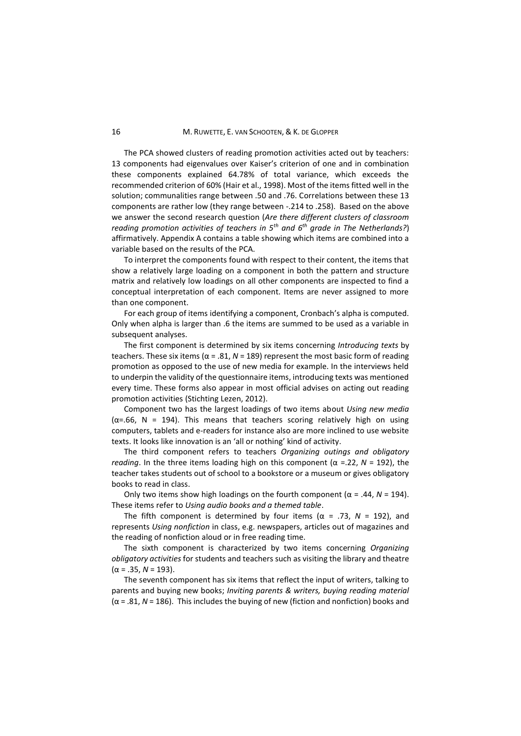The PCA showed clusters of reading promotion activities acted out by teachers: 13 components had eigenvalues over Kaiser's criterion of one and in combination these components explained 64.78% of total variance, which exceeds the recommended criterion of 60% (Hair et al., 1998). Most of the items fitted well in the solution; communalities range between .50 and .76. Correlations between these 13 components are rather low (they range between -.214 to .258). Based on the above we answer the second research question (*Are there different clusters of classroom reading promotion activities of teachers in 5th and 6th grade in The Netherlands?*) affirmatively. Appendix A contains a table showing which items are combined into a variable based on the results of the PCA.

To interpret the components found with respect to their content, the items that show a relatively large loading on a component in both the pattern and structure matrix and relatively low loadings on all other components are inspected to find a conceptual interpretation of each component. Items are never assigned to more than one component.

For each group of items identifying a component, Cronbach's alpha is computed. Only when alpha is larger than .6 the items are summed to be used as a variable in subsequent analyses.

The first component is determined by six items concerning *Introducing texts* by teachers. These six items ($\alpha$ = .81, *N* = 189) represent the most basic form of reading promotion as opposed to the use of new media for example. In the interviews held to underpin the validity of the questionnaire items, introducing texts was mentioned every time. These forms also appear in most official advises on acting out reading promotion activities (Stichting Lezen, 2012).

Component two has the largest loadings of two items about *Using new media* ($\alpha$=.66, N = 194). This means that teachers scoring relatively high on using computers, tablets and e-readers for instance also are more inclined to use website texts. It looks like innovation is an 'all or nothing' kind of activity.

The third component refers to teachers *Organizing outings and obligatory reading*. In the three items loading high on this component ($\alpha$ =.22, *N* = 192), the teacher takes students out of school to a bookstore or a museum or gives obligatory books to read in class.

Only two items show high loadings on the fourth component ($\alpha$ = .44, *N* = 194). These items refer to *Using audio books and a themed table*.

The fifth component is determined by four items ($\alpha$ = .73, *N* = 192), and represents *Using nonfiction* in class, e.g. newspapers, articles out of magazines and the reading of nonfiction aloud or in free reading time.

The sixth component is characterized by two items concerning *Organizing obligatory activities* for students and teachers such as visiting the library and theatre ($\alpha$ = .35, *N* = 193).

The seventh component has six items that reflect the input of writers, talking to parents and buying new books; *Inviting parents & writers, buying reading material* ($\alpha$ = .81, *N* = 186). This includes the buying of new (fiction and nonfiction) books and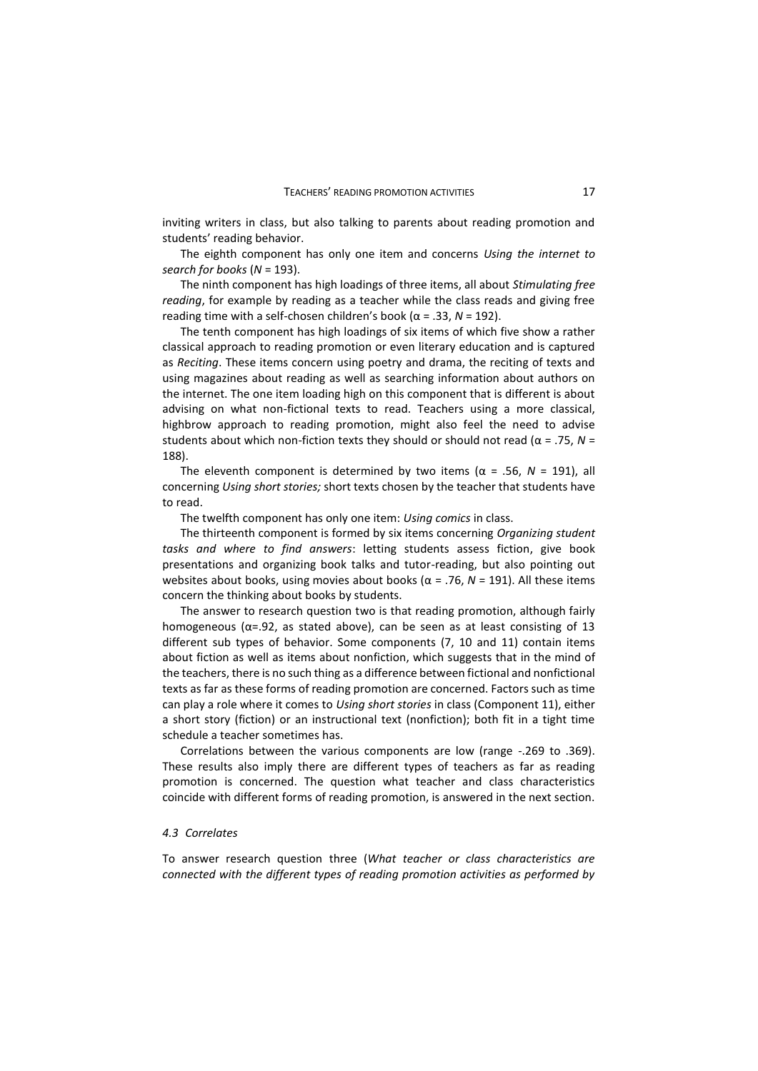inviting writers in class, but also talking to parents about reading promotion and students' reading behavior.

The eighth component has only one item and concerns *Using the internet to search for books* (*N* = 193).

The ninth component has high loadings of three items, all about *Stimulating free reading*, for example by reading as a teacher while the class reads and giving free reading time with a self-chosen children's book (α = .33, *N* = 192).

The tenth component has high loadings of six items of which five show a rather classical approach to reading promotion or even literary education and is captured as *Reciting*. These items concern using poetry and drama, the reciting of texts and using magazines about reading as well as searching information about authors on the internet. The one item loading high on this component that is different is about advising on what non-fictional texts to read. Teachers using a more classical, highbrow approach to reading promotion, might also feel the need to advise students about which non-fiction texts they should or should not read (α = .75, *N* = 188).

The eleventh component is determined by two items (α = .56, *N* = 191), all concerning *Using short stories;* short texts chosen by the teacher that students have to read.

The twelfth component has only one item: *Using comics* in class.

The thirteenth component is formed by six items concerning *Organizing student tasks and where to find answers*: letting students assess fiction, give book presentations and organizing book talks and tutor-reading, but also pointing out websites about books, using movies about books (α = .76, *N* = 191). All these items concern the thinking about books by students.

The answer to research question two is that reading promotion, although fairly homogeneous (α=.92, as stated above), can be seen as at least consisting of 13 different sub types of behavior. Some components (7, 10 and 11) contain items about fiction as well as items about nonfiction, which suggests that in the mind of the teachers, there is no such thing as a difference between fictional and nonfictional texts as far as these forms of reading promotion are concerned. Factors such as time can play a role where it comes to *Using short stories* in class (Component 11), either a short story (fiction) or an instructional text (nonfiction); both fit in a tight time schedule a teacher sometimes has.

Correlations between the various components are low (range -.269 to .369). These results also imply there are different types of teachers as far as reading promotion is concerned. The question what teacher and class characteristics coincide with different forms of reading promotion, is answered in the next section.

### *4.3 Correlates*

To answer research question three (*What teacher or class characteristics are connected with the different types of reading promotion activities as performed by*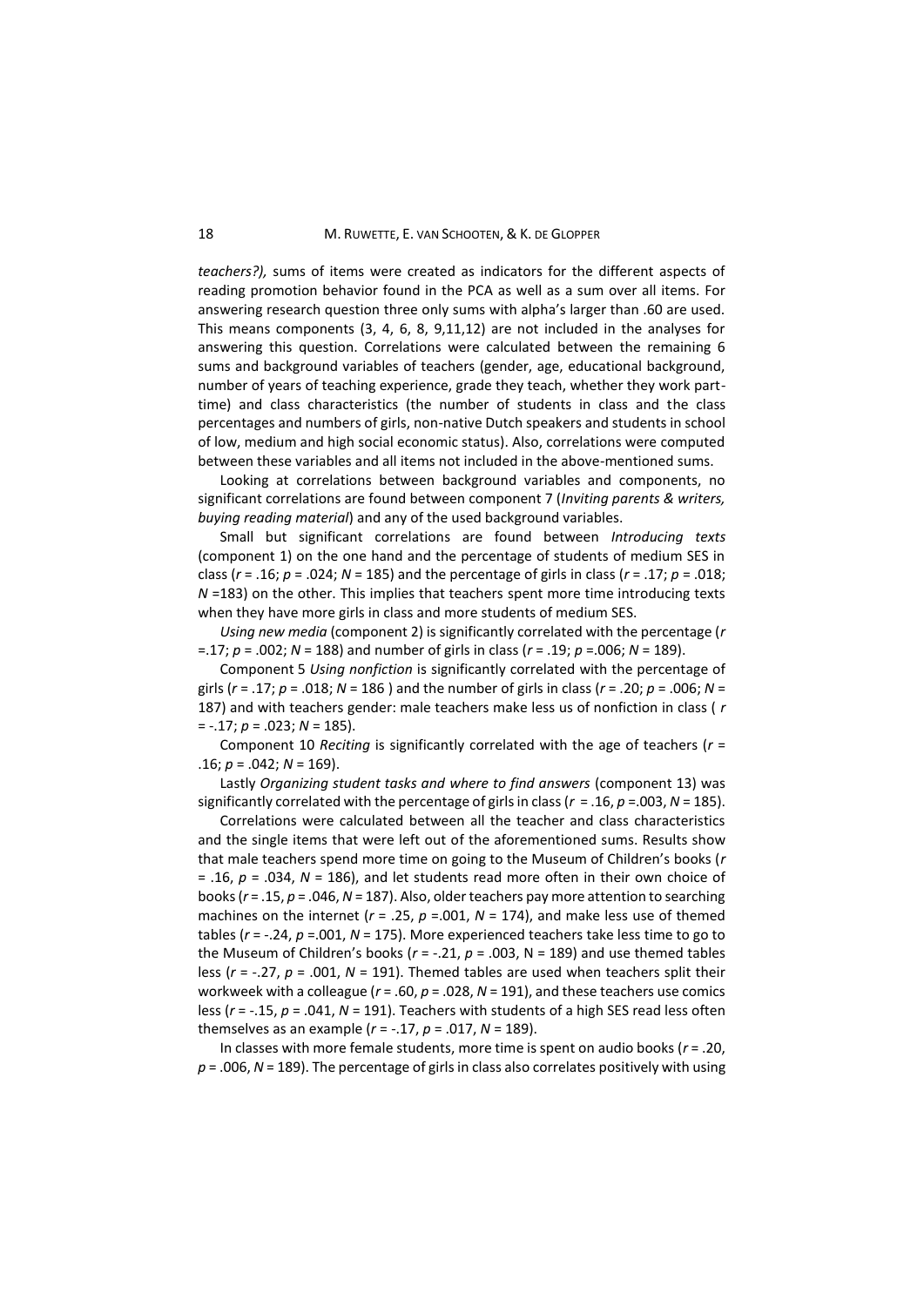*teachers?),* sums of items were created as indicators for the different aspects of reading promotion behavior found in the PCA as well as a sum over all items. For answering research question three only sums with alpha's larger than .60 are used. This means components (3, 4, 6, 8, 9,11,12) are not included in the analyses for answering this question. Correlations were calculated between the remaining 6 sums and background variables of teachers (gender, age, educational background, number of years of teaching experience, grade they teach, whether they work part-time) and class characteristics (the number of students in class and the class percentages and numbers of girls, non-native Dutch speakers and students in school of low, medium and high social economic status). Also, correlations were computed between these variables and all items not included in the above-mentioned sums.

Looking at correlations between background variables and components, no significant correlations are found between component 7 (*Inviting parents & writers, buying reading material*) and any of the used background variables.

Small but significant correlations are found between *Introducing texts* (component 1) on the one hand and the percentage of students of medium SES in class ($r$ = .16; $p$ = .024; $N$ = 185) and the percentage of girls in class ($r$ = .17; $p$ = .018; $N$ =183) on the other. This implies that teachers spent more time introducing texts when they have more girls in class and more students of medium SES.

*Using new media* (component 2) is significantly correlated with the percentage ($r$ =.17; $p$ = .002; $N$ = 188) and number of girls in class ($r$ = .19; $p$ =.006; $N$ = 189).

Component 5 *Using nonfiction* is significantly correlated with the percentage of girls ($r$ = .17; $p$ = .018; $N$ = 186 ) and the number of girls in class ($r$ = .20; $p$ = .006; $N$ = 187) and with teachers gender: male teachers make less us of nonfiction in class ( $r$ = -.17; $p$ = .023; $N$ = 185).

Component 10 *Reciting* is significantly correlated with the age of teachers ($r$ = .16; $p$ = .042; $N$ = 169).

Lastly *Organizing student tasks and where to find answers* (component 13) was significantly correlated with the percentage of girls in class ($r$ = .16, $p$ =.003, $N$ = 185).

Correlations were calculated between all the teacher and class characteristics and the single items that were left out of the aforementioned sums. Results show that male teachers spend more time on going to the Museum of Children's books ($r$ = .16, $p$ = .034, $N$ = 186), and let students read more often in their own choice of books ($r$ = .15, $p$ = .046, $N$ = 187). Also, older teachers pay more attention to searching machines on the internet ($r$ = .25, $p$ =.001, $N$ = 174), and make less use of themed tables ($r$ = -.24, $p$ =.001, $N$ = 175). More experienced teachers take less time to go to the Museum of Children's books ($r$ = -.21, $p$ = .003, N = 189) and use themed tables less ($r$ = -.27, $p$ = .001, $N$ = 191). Themed tables are used when teachers split their workweek with a colleague ($r$ = .60, $p$ = .028, $N$ = 191), and these teachers use comics less ($r$ = -.15, $p$ = .041, $N$ = 191). Teachers with students of a high SES read less often themselves as an example ($r$ = -.17, $p$ = .017, $N$ = 189).

In classes with more female students, more time is spent on audio books ($r$ = .20, $p$ = .006, $N$ = 189). The percentage of girls in class also correlates positively with using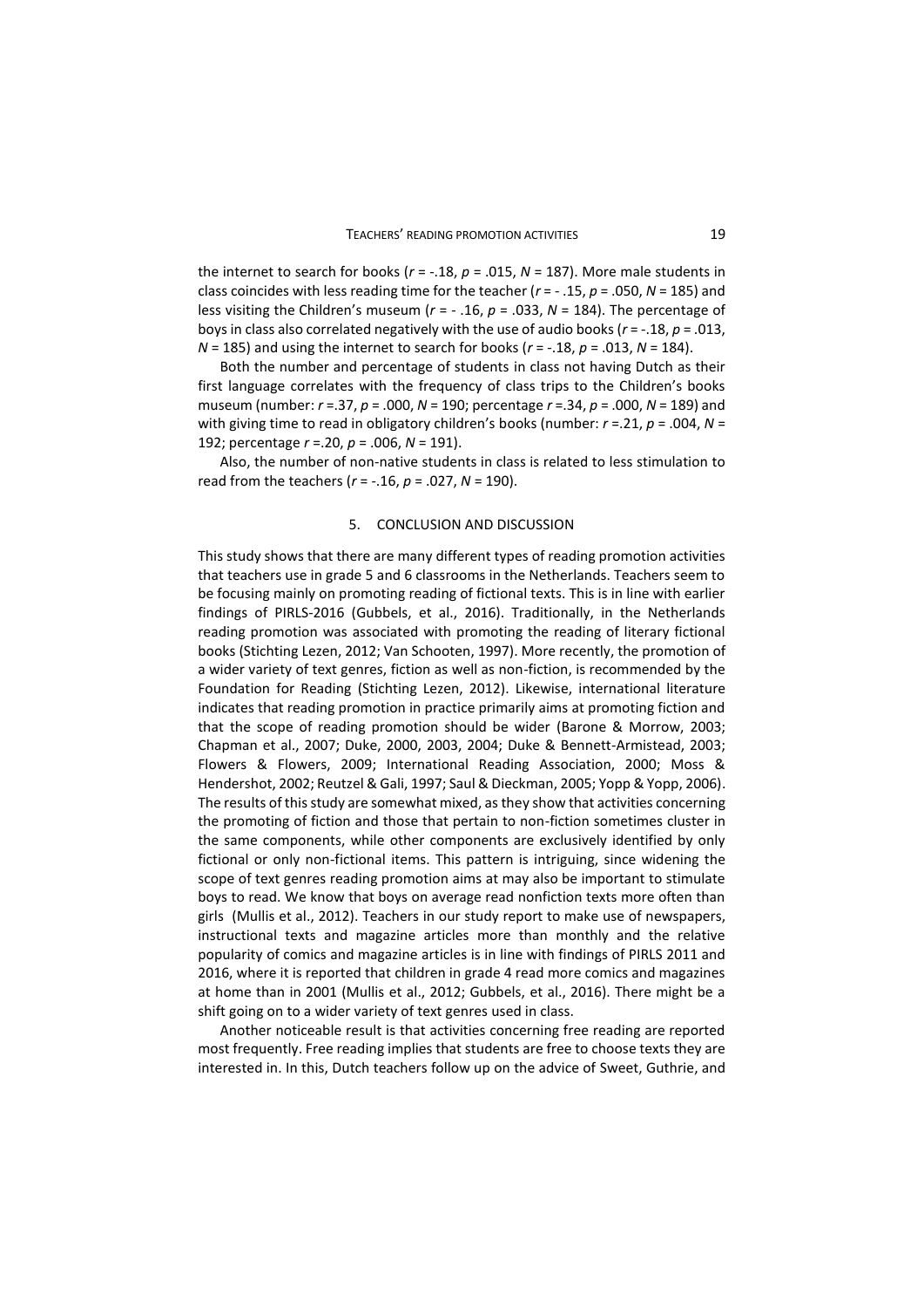the internet to search for books ($r$ = -.18, $p$ = .015, $N$ = 187). More male students in class coincides with less reading time for the teacher ($r$ = - .15, $p$ = .050, $N$ = 185) and less visiting the Children's museum ($r$ = - .16, $p$ = .033, $N$ = 184). The percentage of boys in class also correlated negatively with the use of audio books ($r$ = -.18, $p$ = .013, $N$ = 185) and using the internet to search for books ($r$ = -.18, $p$ = .013, $N$ = 184).

Both the number and percentage of students in class not having Dutch as their first language correlates with the frequency of class trips to the Children's books museum (number: $r$ =.37, $p$ = .000, $N$ = 190; percentage $r$ =.34, $p$ = .000, $N$ = 189) and with giving time to read in obligatory children's books (number: $r$ =.21, $p$ = .004, $N$ = 192; percentage $r$ =.20, $p$ = .006, $N$ = 191).

Also, the number of non-native students in class is related to less stimulation to read from the teachers ($r$ = -.16, $p$ = .027, $N$ = 190).

## 5. CONCLUSION AND DISCUSSION

This study shows that there are many different types of reading promotion activities that teachers use in grade 5 and 6 classrooms in the Netherlands. Teachers seem to be focusing mainly on promoting reading of fictional texts. This is in line with earlier findings of PIRLS-2016 (Gubbels, et al., 2016). Traditionally, in the Netherlands reading promotion was associated with promoting the reading of literary fictional books (Stichting Lezen, 2012; Van Schooten, 1997). More recently, the promotion of a wider variety of text genres, fiction as well as non-fiction, is recommended by the Foundation for Reading (Stichting Lezen, 2012). Likewise, international literature indicates that reading promotion in practice primarily aims at promoting fiction and that the scope of reading promotion should be wider (Barone & Morrow, 2003; Chapman et al., 2007; Duke, 2000, 2003, 2004; Duke & Bennett-Armistead, 2003; Flowers & Flowers, 2009; International Reading Association, 2000; Moss & Hendershot, 2002; Reutzel & Gali, 1997; Saul & Dieckman, 2005; Yopp & Yopp, 2006). The results of this study are somewhat mixed, as they show that activities concerning the promoting of fiction and those that pertain to non-fiction sometimes cluster in the same components, while other components are exclusively identified by only fictional or only non-fictional items. This pattern is intriguing, since widening the scope of text genres reading promotion aims at may also be important to stimulate boys to read. We know that boys on average read nonfiction texts more often than girls (Mullis et al., 2012). Teachers in our study report to make use of newspapers, instructional texts and magazine articles more than monthly and the relative popularity of comics and magazine articles is in line with findings of PIRLS 2011 and 2016, where it is reported that children in grade 4 read more comics and magazines at home than in 2001 (Mullis et al., 2012; Gubbels, et al., 2016). There might be a shift going on to a wider variety of text genres used in class.

Another noticeable result is that activities concerning free reading are reported most frequently. Free reading implies that students are free to choose texts they are interested in. In this, Dutch teachers follow up on the advice of Sweet, Guthrie, and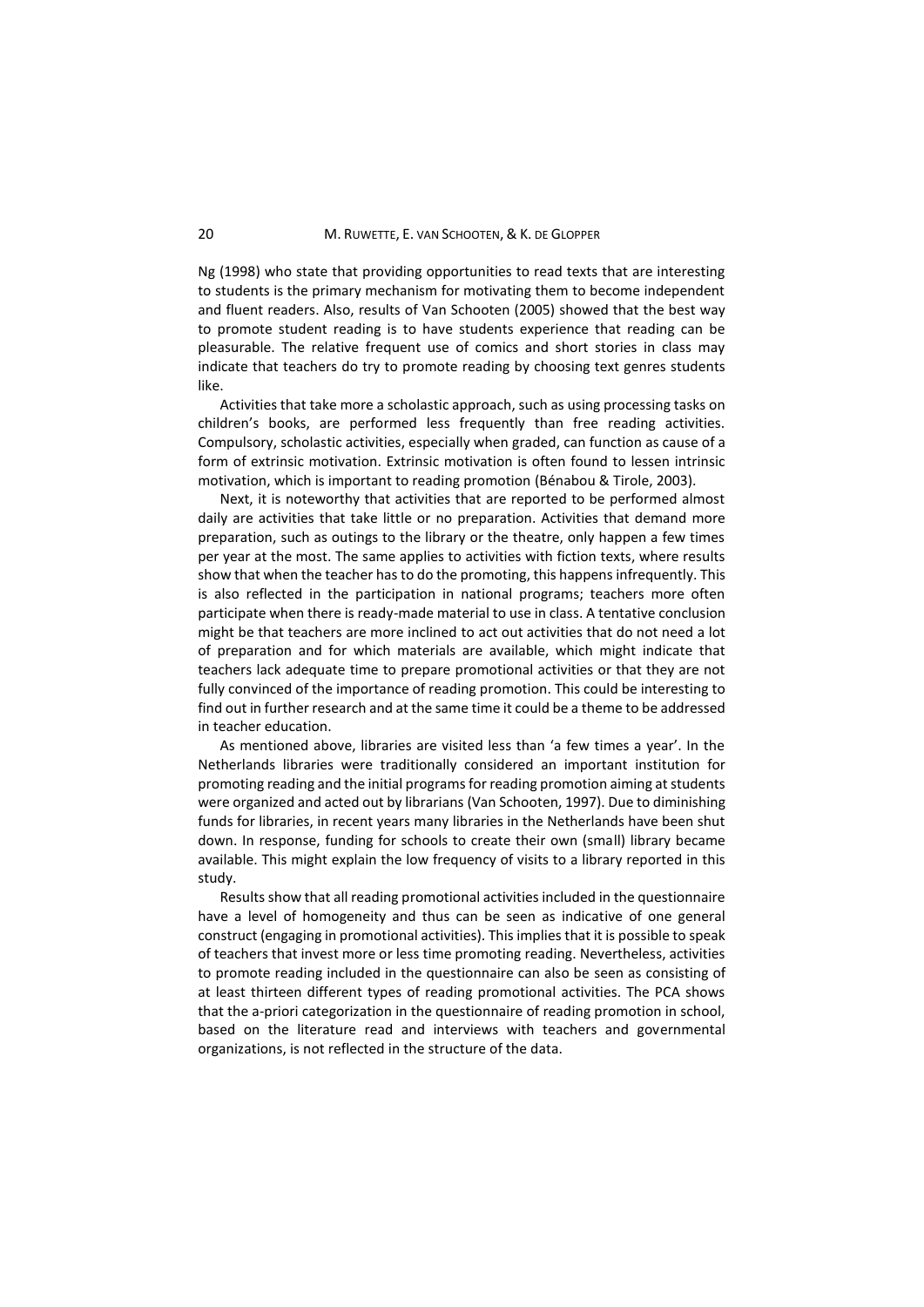Ng (1998) who state that providing opportunities to read texts that are interesting to students is the primary mechanism for motivating them to become independent and fluent readers. Also, results of Van Schooten (2005) showed that the best way to promote student reading is to have students experience that reading can be pleasurable. The relative frequent use of comics and short stories in class may indicate that teachers do try to promote reading by choosing text genres students like.

Activities that take more a scholastic approach, such as using processing tasks on children's books, are performed less frequently than free reading activities. Compulsory, scholastic activities, especially when graded, can function as cause of a form of extrinsic motivation. Extrinsic motivation is often found to lessen intrinsic motivation, which is important to reading promotion (Bénabou & Tirole, 2003).

Next, it is noteworthy that activities that are reported to be performed almost daily are activities that take little or no preparation. Activities that demand more preparation, such as outings to the library or the theatre, only happen a few times per year at the most. The same applies to activities with fiction texts, where results show that when the teacher has to do the promoting, this happens infrequently. This is also reflected in the participation in national programs; teachers more often participate when there is ready-made material to use in class. A tentative conclusion might be that teachers are more inclined to act out activities that do not need a lot of preparation and for which materials are available, which might indicate that teachers lack adequate time to prepare promotional activities or that they are not fully convinced of the importance of reading promotion. This could be interesting to find out in further research and at the same time it could be a theme to be addressed in teacher education.

As mentioned above, libraries are visited less than 'a few times a year'. In the Netherlands libraries were traditionally considered an important institution for promoting reading and the initial programs for reading promotion aiming at students were organized and acted out by librarians (Van Schooten, 1997). Due to diminishing funds for libraries, in recent years many libraries in the Netherlands have been shut down. In response, funding for schools to create their own (small) library became available. This might explain the low frequency of visits to a library reported in this study.

Results show that all reading promotional activities included in the questionnaire have a level of homogeneity and thus can be seen as indicative of one general construct (engaging in promotional activities). This implies that it is possible to speak of teachers that invest more or less time promoting reading. Nevertheless, activities to promote reading included in the questionnaire can also be seen as consisting of at least thirteen different types of reading promotional activities. The PCA shows that the a-priori categorization in the questionnaire of reading promotion in school, based on the literature read and interviews with teachers and governmental organizations, is not reflected in the structure of the data.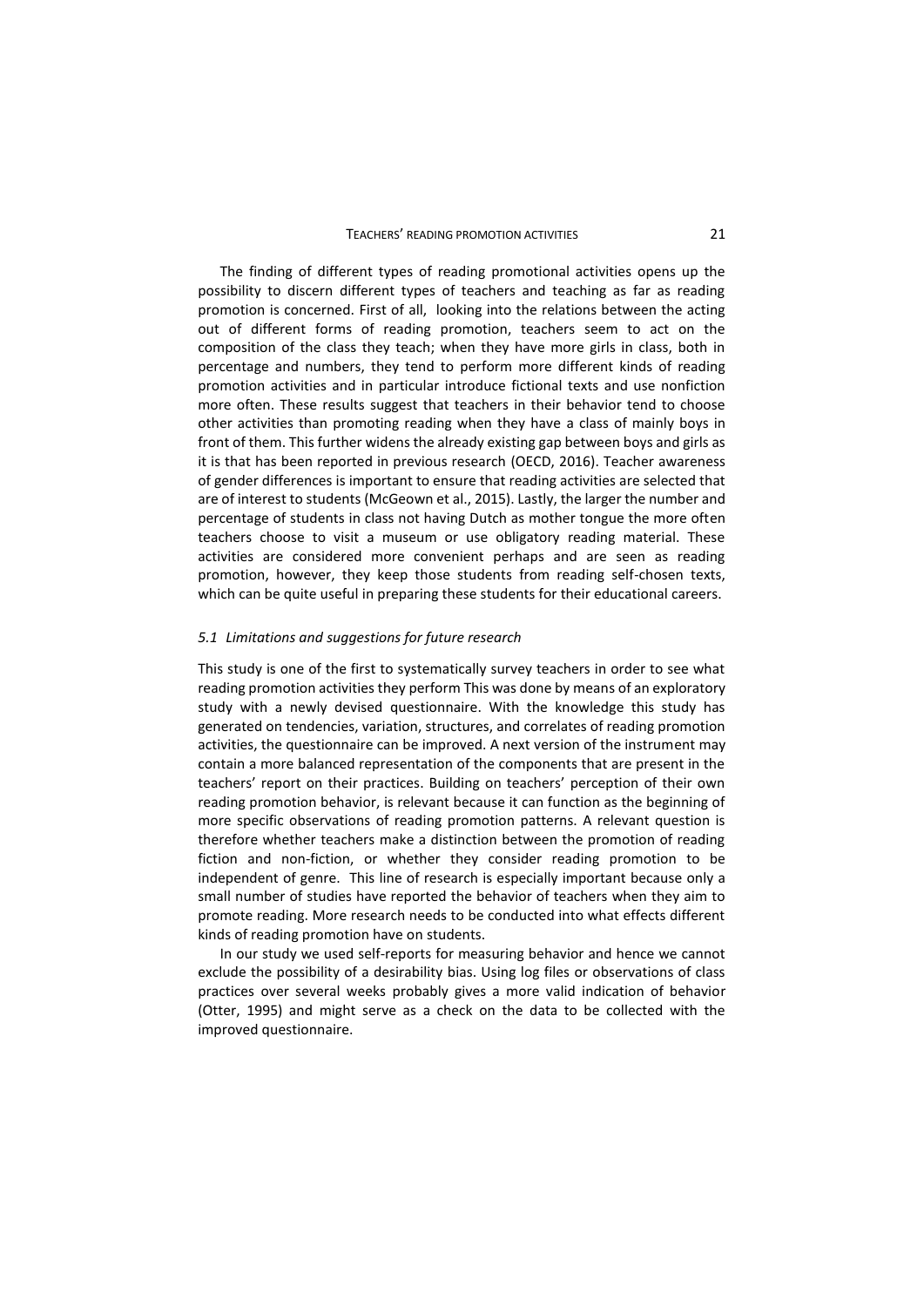The finding of different types of reading promotional activities opens up the possibility to discern different types of teachers and teaching as far as reading promotion is concerned. First of all, looking into the relations between the acting out of different forms of reading promotion, teachers seem to act on the composition of the class they teach; when they have more girls in class, both in percentage and numbers, they tend to perform more different kinds of reading promotion activities and in particular introduce fictional texts and use nonfiction more often. These results suggest that teachers in their behavior tend to choose other activities than promoting reading when they have a class of mainly boys in front of them. This further widens the already existing gap between boys and girls as it is that has been reported in previous research (OECD, 2016). Teacher awareness of gender differences is important to ensure that reading activities are selected that are of interest to students (McGeown et al., 2015). Lastly, the larger the number and percentage of students in class not having Dutch as mother tongue the more often teachers choose to visit a museum or use obligatory reading material. These activities are considered more convenient perhaps and are seen as reading promotion, however, they keep those students from reading self-chosen texts, which can be quite useful in preparing these students for their educational careers.

### *5.1 Limitations and suggestions for future research*

This study is one of the first to systematically survey teachers in order to see what reading promotion activities they perform This was done by means of an exploratory study with a newly devised questionnaire. With the knowledge this study has generated on tendencies, variation, structures, and correlates of reading promotion activities, the questionnaire can be improved. A next version of the instrument may contain a more balanced representation of the components that are present in the teachers' report on their practices. Building on teachers' perception of their own reading promotion behavior, is relevant because it can function as the beginning of more specific observations of reading promotion patterns. A relevant question is therefore whether teachers make a distinction between the promotion of reading fiction and non-fiction, or whether they consider reading promotion to be independent of genre. This line of research is especially important because only a small number of studies have reported the behavior of teachers when they aim to promote reading. More research needs to be conducted into what effects different kinds of reading promotion have on students.

In our study we used self-reports for measuring behavior and hence we cannot exclude the possibility of a desirability bias. Using log files or observations of class practices over several weeks probably gives a more valid indication of behavior (Otter, 1995) and might serve as a check on the data to be collected with the improved questionnaire.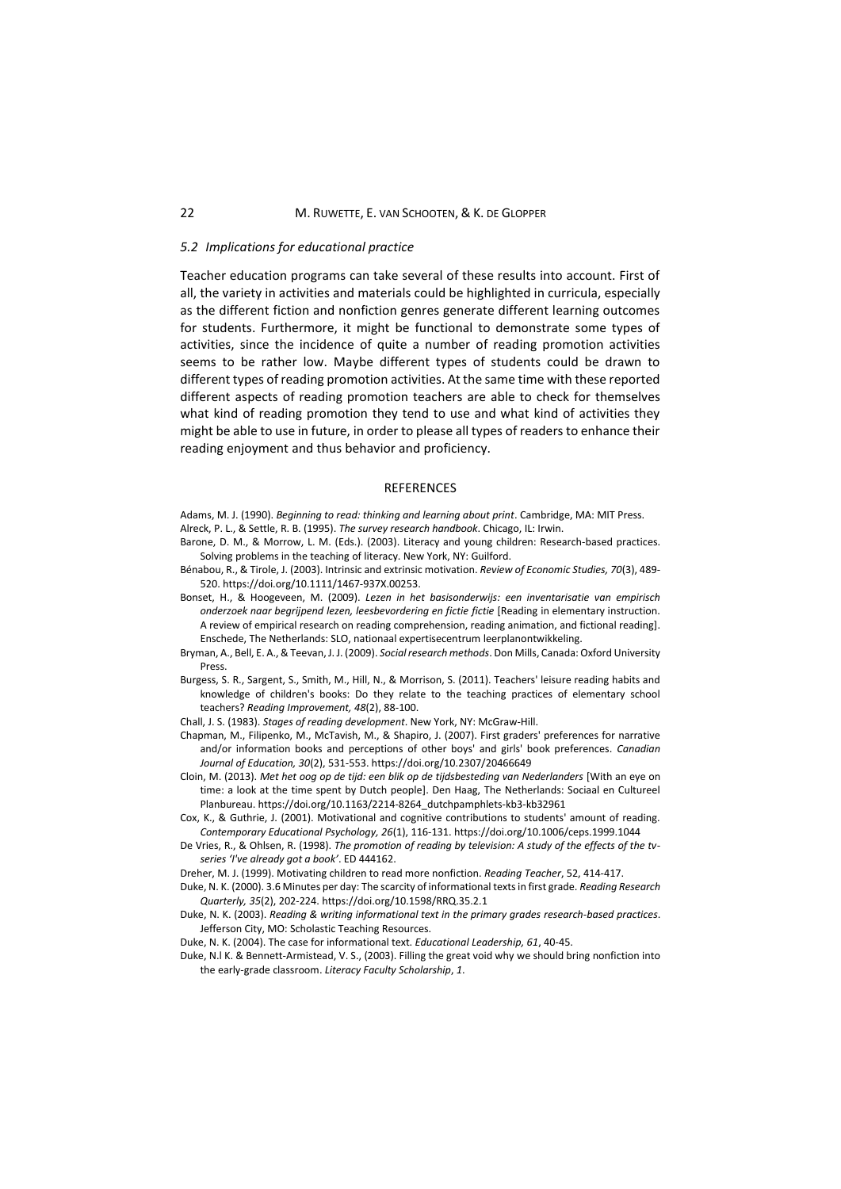### 5.2 Implications for educational practice

Teacher education programs can take several of these results into account. First of all, the variety in activities and materials could be highlighted in curricula, especially as the different fiction and nonfiction genres generate different learning outcomes for students. Furthermore, it might be functional to demonstrate some types of activities, since the incidence of quite a number of reading promotion activities seems to be rather low. Maybe different types of students could be drawn to different types of reading promotion activities. At the same time with these reported different aspects of reading promotion teachers are able to check for themselves what kind of reading promotion they tend to use and what kind of activities they might be able to use in future, in order to please all types of readers to enhance their reading enjoyment and thus behavior and proficiency.

## REFERENCES

Adams, M. J. (1990). *Beginning to read: thinking and learning about print*. Cambridge, MA: MIT Press.

Alreck, P. L., & Settle, R. B. (1995). *The survey research handbook*. Chicago, IL: Irwin.

Barone, D. M., & Morrow, L. M. (Eds.). (2003). Literacy and young children: Research-based practices. Solving problems in the teaching of literacy. New York, NY: Guilford.

Bénabou, R., & Tirole, J. (2003). Intrinsic and extrinsic motivation. *Review of Economic Studies, 70*(3), 489-520. https://doi.org/10.1111/1467-937X.00253.

Bonset, H., & Hoogeveen, M. (2009). *Lezen in het basisonderwijs: een inventarisatie van empirisch onderzoek naar begrijpend lezen, leesbevordering en fictie fictie* [Reading in elementary instruction. A review of empirical research on reading comprehension, reading animation, and fictional reading]. Enschede, The Netherlands: SLO, nationaal expertisecentrum leerplanontwikkeling.

Bryman, A., Bell, E. A., & Teevan, J. J. (2009). *Social research methods*. Don Mills, Canada: Oxford University Press.

Burgess, S. R., Sargent, S., Smith, M., Hill, N., & Morrison, S. (2011). Teachers' leisure reading habits and knowledge of children's books: Do they relate to the teaching practices of elementary school teachers? *Reading Improvement, 48*(2), 88-100.

Chall, J. S. (1983). *Stages of reading development*. New York, NY: McGraw-Hill.

Chapman, M., Filipenko, M., McTavish, M., & Shapiro, J. (2007). First graders' preferences for narrative and/or information books and perceptions of other boys' and girls' book preferences. *Canadian Journal of Education, 30*(2), 531-553. https://doi.org/10.2307/20466649

Cloin, M. (2013). *Met het oog op de tijd: een blik op de tijdsbesteding van Nederlanders* [With an eye on time: a look at the time spent by Dutch people]. Den Haag, The Netherlands: Sociaal en Cultureel Planbureau. https://doi.org/10.1163/2214-8264_dutchpamphlets-kb3-kb32961

Cox, K., & Guthrie, J. (2001). Motivational and cognitive contributions to students' amount of reading. *Contemporary Educational Psychology, 26*(1), 116-131. https://doi.org/10.1006/ceps.1999.1044

De Vries, R., & Ohlsen, R. (1998). *The promotion of reading by television: A study of the effects of the tv-series 'I've already got a book'*. ED 444162.

Dreher, M. J. (1999). Motivating children to read more nonfiction. *Reading Teacher*, 52, 414-417.

Duke, N. K. (2000). 3.6 Minutes per day: The scarcity of informational texts in first grade. *Reading Research Quarterly, 35*(2), 202-224. https://doi.org/10.1598/RRQ.35.2.1

Duke, N. K. (2003). *Reading & writing informational text in the primary grades research-based practices*. Jefferson City, MO: Scholastic Teaching Resources.

Duke, N. K. (2004). The case for informational text. *Educational Leadership, 61*, 40-45.

Duke, N.l K. & Bennett-Armistead, V. S., (2003). Filling the great void why we should bring nonfiction into the early-grade classroom. *Literacy Faculty Scholarship*, *1*.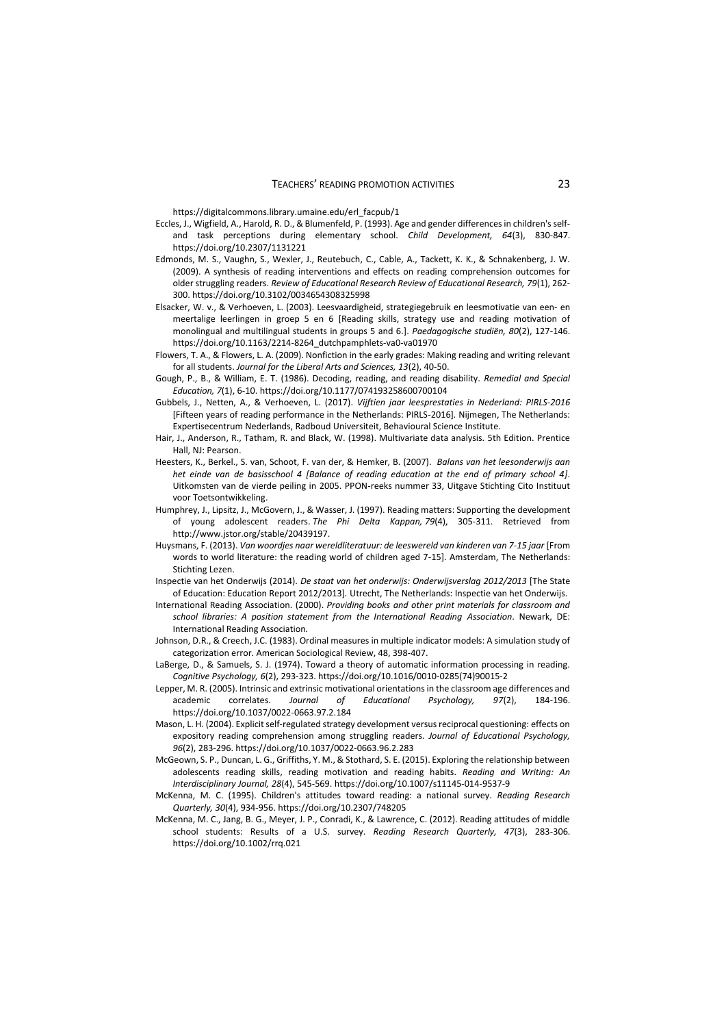https://digitalcommons.library.umaine.edu/erl_facpub/1

Eccles, J., Wigfield, A., Harold, R. D., & Blumenfeld, P. (1993). Age and gender differences in children's self- and task perceptions during elementary school. *Child Development, 64*(3), 830-847. https://doi.org/10.2307/1131221

Edmonds, M. S., Vaughn, S., Wexler, J., Reutebuch, C., Cable, A., Tackett, K. K., & Schnakenberg, J. W. (2009). A synthesis of reading interventions and effects on reading comprehension outcomes for older struggling readers. *Review of Educational Research Review of Educational Research, 79*(1), 262-300. https://doi.org/10.3102/0034654308325998

Elsacker, W. v., & Verhoeven, L. (2003). Leesvaardigheid, strategiegebruik en leesmotivatie van een- en meertalige leerlingen in groep 5 en 6 [Reading skills, strategy use and reading motivation of monolingual and multilingual students in groups 5 and 6.]. *Paedagogische studiën, 80*(2), 127-146. https://doi.org/10.1163/2214-8264_dutchpamphlets-va0-va01970

Flowers, T. A., & Flowers, L. A. (2009). Nonfiction in the early grades: Making reading and writing relevant for all students. *Journal for the Liberal Arts and Sciences, 13*(2), 40-50.

Gough, P., B., & William, E. T. (1986). Decoding, reading, and reading disability. *Remedial and Special Education, 7*(1), 6-10. https://doi.org/10.1177/074193258600700104

Gubbels, J., Netten, A., & Verhoeven, L. (2017). *Vijftien jaar leesprestaties in Nederland: PIRLS-2016* [Fifteen years of reading performance in the Netherlands: PIRLS-2016]. Nijmegen, The Netherlands: Expertisecentrum Nederlands, Radboud Universiteit, Behavioural Science Institute.

Hair, J., Anderson, R., Tatham, R. and Black, W. (1998). Multivariate data analysis. 5th Edition. Prentice Hall, NJ: Pearson.

Heesters, K., Berkel., S. van, Schoot, F. van der, & Hemker, B. (2007). *Balans van het leesonderwijs aan het einde van de basisschool 4 [Balance of reading education at the end of primary school 4]*. Uitkomsten van de vierde peiling in 2005. PPON-reeks nummer 33, Uitgave Stichting Cito Instituut voor Toetsontwikkeling.

Humphrey, J., Lipsitz, J., McGovern, J., & Wasser, J. (1997). Reading matters: Supporting the development of young adolescent readers. *The Phi Delta Kappan, 79*(4), 305-311. Retrieved from http://www.jstor.org/stable/20439197.

Huysmans, F. (2013). *Van woordjes naar wereldliteratuur: de leeswereld van kinderen van 7-15 jaar* [From words to world literature: the reading world of children aged 7-15]. Amsterdam, The Netherlands: Stichting Lezen.

Inspectie van het Onderwijs (2014). *De staat van het onderwijs: Onderwijsverslag 2012/2013* [The State of Education: Education Report 2012/2013]. Utrecht, The Netherlands: Inspectie van het Onderwijs.

International Reading Association. (2000). *Providing books and other print materials for classroom and school libraries: A position statement from the International Reading Association*. Newark, DE: International Reading Association.

Johnson, D.R., & Creech, J.C. (1983). Ordinal measures in multiple indicator models: A simulation study of categorization error. American Sociological Review, 48, 398-407.

LaBerge, D., & Samuels, S. J. (1974). Toward a theory of automatic information processing in reading. *Cognitive Psychology, 6*(2), 293-323. https://doi.org/10.1016/0010-0285(74)90015-2

Lepper, M. R. (2005). Intrinsic and extrinsic motivational orientations in the classroom age differences and academic correlates. *Journal of Educational Psychology, 97*(2), 184-196. https://doi.org/10.1037/0022-0663.97.2.184

Mason, L. H. (2004). Explicit self-regulated strategy development versus reciprocal questioning: effects on expository reading comprehension among struggling readers. *Journal of Educational Psychology, 96*(2), 283-296. https://doi.org/10.1037/0022-0663.96.2.283

McGeown, S. P., Duncan, L. G., Griffiths, Y. M., & Stothard, S. E. (2015). Exploring the relationship between adolescents reading skills, reading motivation and reading habits. *Reading and Writing: An Interdisciplinary Journal, 28*(4), 545-569. https://doi.org/10.1007/s11145-014-9537-9

McKenna, M. C. (1995). Children's attitudes toward reading: a national survey. *Reading Research Quarterly, 30*(4), 934-956. https://doi.org/10.2307/748205

McKenna, M. C., Jang, B. G., Meyer, J. P., Conradi, K., & Lawrence, C. (2012). Reading attitudes of middle school students: Results of a U.S. survey. *Reading Research Quarterly, 47*(3), 283-306. https://doi.org/10.1002/rrq.021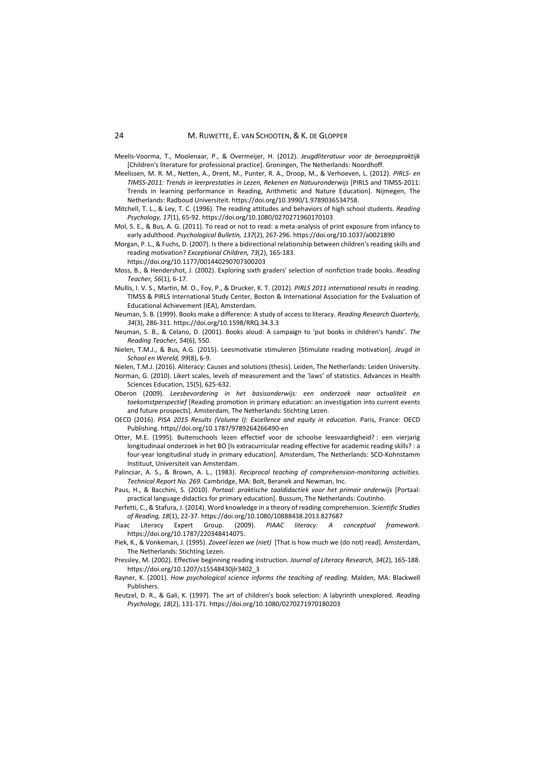Meelis-Voorma, T., Moolenaar, P., & Overmeijer, H. (2012). *Jeugdliteratuur voor de beroepspraktijk* [Children's literature for professional practice]. Groningen, The Netherlands: Noordhoff.

Meelissen, M. R. M., Netten, A., Drent, M., Punter, R. A., Droop, M., & Verhoeven, L. (2012). *PIRLS- en TIMSS-2011: Trends in leerprestaties in Lezen, Rekenen en Natuuronderwijs* [PIRLS and TIMSS-2011: Trends in learning performance in Reading, Arithmetic and Nature Education]. Nijmegen, The Netherlands: Radboud Universiteit. https://doi.org/10.3990/1.9789036534758.

Mitchell, T. L., & Ley, T. C. (1996). The reading attitudes and behaviors of high school students. *Reading Psychology, 17*(1), 65-92. https://doi.org/10.1080/0270271960170103

Mol, S. E., & Bus, A. G. (2011). To read or not to read: a meta-analysis of print exposure from infancy to early adulthood. *Psychological Bulletin, 137*(2), 267-296. https://doi.org/10.1037/a0021890

Morgan, P. L., & Fuchs, D. (2007). Is there a bidirectional relationship between children's reading skills and reading motivation? *Exceptional Children, 73*(2), 165-183. https://doi.org/10.1177/001440290707300203

Moss, B., & Hendershot, J. (2002). Exploring sixth graders' selection of nonfiction trade books. *Reading Teacher, 56*(1), 6-17.

Mullis, I. V. S., Martin, M. O., Foy, P., & Drucker, K. T. (2012). *PIRLS 2011 international results in reading*. TIMSS & PIRLS International Study Center, Boston & International Association for the Evaluation of Educational Achievement (IEA), Amsterdam.

Neuman, S. B. (1999). Books make a difference: A study of access to literacy. *Reading Research Quarterly, 34*(3), 286-311. https://doi.org/10.1598/RRQ.34.3.3

Neuman, S. B., & Celano, D. (2001). Books aloud: A campaign to 'put books in children's hands'. *The Reading Teacher, 54*(6), 550.

Nielen, T.M.J., & Bus, A.G. (2015). Leesmotivatie stimuleren [Stimulate reading motivation]. *Jeugd in School en Wereld, 99*(8), 6-9.

Nielen, T.M.J. (2016). Aliteracy: Causes and solutions (thesis). Leiden, The Netherlands: Leiden University.

Norman, G. (2010). Likert scales, levels of measurement and the 'laws' of statistics. Advances in Health Sciences Education, 15(5), 625-632.

Oberon (2009). *Leesbevordering in het basisonderwijs: een onderzoek naar actualiteit en toekomstperspectief* [Reading promotion in primary education: an investigation into current events and future prospects]. Amsterdam, The Netherlands: Stichting Lezen.

OECD (2016). *PISA 2015 Results (Volume I): Excellence and equity in education*. Paris, France: OECD Publishing. https//doi.org/10.1787/9789264266490-en

Otter, M.E. (1995). Buitenschools lezen effectief voor de schoolse leesvaardigheid? : een vierjarig longitudinaal onderzoek in het BO [Is extracurricular reading effective for academic reading skills? : a four-year longitudinal study in primary education]. Amsterdam, The Netherlands: SCO-Kohnstamm Instituut, Universiteit van Amsterdam.

Palincsar, A. S., & Brown, A. L., (1983). *Reciprocal teaching of comprehension-monitoring activities. Technical Report No. 269.* Cambridge, MA: Bolt, Beranek and Newman, Inc.

Paus, H., & Bacchini, S. (2010). *Portaal: praktische taaldidactiek voor het primair onderwijs* [Portaal: practical language didactics for primary education]. Bussum, The Netherlands: Coutinho.

Perfetti, C., & Stafura, J. (2014). Word knowledge in a theory of reading comprehension. *Scientific Studies of Reading, 18*(1), 22-37. https://doi.org/10.1080/10888438.2013.827687

Piaac Literacy Expert Group. (2009). *PIAAC literacy: A conceptual framework*. https://doi.org/10.1787/220348414075.

Piek, K., & Vonkeman, J. (1995). *Zoveel lezen we (niet)* [That is how much we (do not) read]. Amsterdam, The Netherlands: Stichting Lezen.

Pressley, M. (2002). Effective beginning reading instruction. *Journal of Literacy Research, 34*(2), 165-188. https://doi.org/10.1207/s15548430jlr3402_3

Rayner, K. (2001). *How psychological science informs the teaching of reading*. Malden, MA: Blackwell Publishers.

Reutzel, D. R., & Gali, K. (1997). The art of children's book selection: A labyrinth unexplored. *Reading Psychology, 18*(2), 131-171. https://doi.org/10.1080/0270271970180203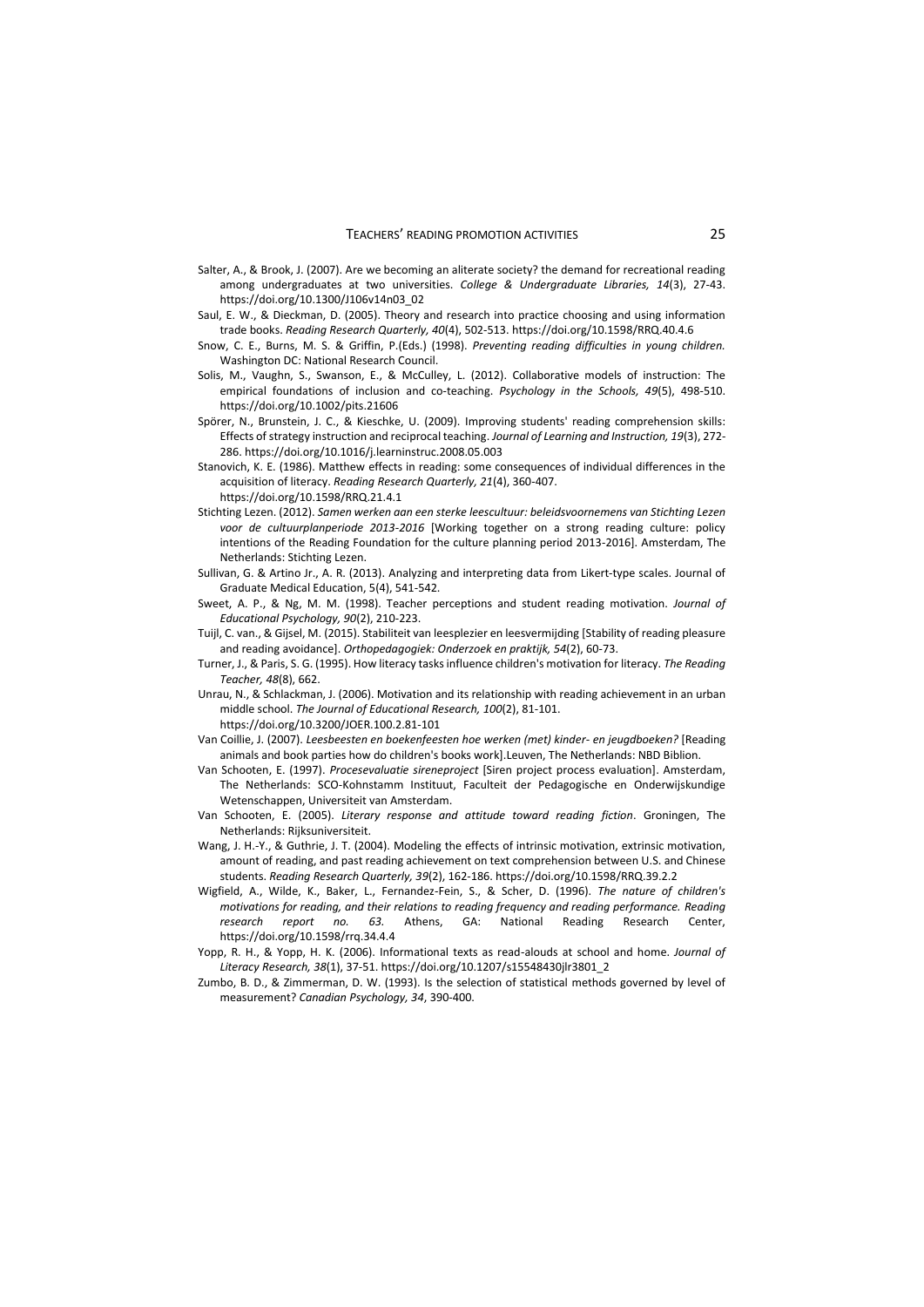Salter, A., & Brook, J. (2007). Are we becoming an aliterate society? the demand for recreational reading among undergraduates at two universities. *College & Undergraduate Libraries, 14*(3), 27-43. https://doi.org/10.1300/J106v14n03_02

Saul, E. W., & Dieckman, D. (2005). Theory and research into practice choosing and using information trade books. *Reading Research Quarterly, 40*(4), 502-513. https://doi.org/10.1598/RRQ.40.4.6

Snow, C. E., Burns, M. S. & Griffin, P.(Eds.) (1998). *Preventing reading difficulties in young children.* Washington DC: National Research Council.

Solis, M., Vaughn, S., Swanson, E., & McCulley, L. (2012). Collaborative models of instruction: The empirical foundations of inclusion and co-teaching. *Psychology in the Schools, 49*(5), 498-510. https://doi.org/10.1002/pits.21606

Spörer, N., Brunstein, J. C., & Kieschke, U. (2009). Improving students' reading comprehension skills: Effects of strategy instruction and reciprocal teaching. *Journal of Learning and Instruction, 19*(3), 272-286. https://doi.org/10.1016/j.learninstruc.2008.05.003

Stanovich, K. E. (1986). Matthew effects in reading: some consequences of individual differences in the acquisition of literacy. *Reading Research Quarterly, 21*(4), 360-407. https://doi.org/10.1598/RRQ.21.4.1

Stichting Lezen. (2012). *Samen werken aan een sterke leescultuur: beleidsvoornemens van Stichting Lezen voor de cultuurplanperiode 2013-2016* [Working together on a strong reading culture: policy intentions of the Reading Foundation for the culture planning period 2013-2016]. Amsterdam, The Netherlands: Stichting Lezen.

Sullivan, G. & Artino Jr., A. R. (2013). Analyzing and interpreting data from Likert-type scales. Journal of Graduate Medical Education, 5(4), 541-542.

Sweet, A. P., & Ng, M. M. (1998). Teacher perceptions and student reading motivation. *Journal of Educational Psychology, 90*(2), 210-223.

Tuijl, C. van., & Gijsel, M. (2015). Stabiliteit van leesplezier en leesvermijding [Stability of reading pleasure and reading avoidance]. *Orthopedagogiek: Onderzoek en praktijk, 54*(2), 60-73.

Turner, J., & Paris, S. G. (1995). How literacy tasks influence children's motivation for literacy. *The Reading Teacher, 48*(8), 662.

Unrau, N., & Schlackman, J. (2006). Motivation and its relationship with reading achievement in an urban middle school. *The Journal of Educational Research, 100*(2), 81-101. https://doi.org/10.3200/JOER.100.2.81-101

Van Coillie, J. (2007). *Leesbeesten en boekenfeesten hoe werken (met) kinder- en jeugdboeken?* [Reading animals and book parties how do children's books work].Leuven, The Netherlands: NBD Biblion.

Van Schooten, E. (1997). *Procesevaluatie sireneproject* [Siren project process evaluation]. Amsterdam, The Netherlands: SCO-Kohnstamm Instituut, Faculteit der Pedagogische en Onderwijskundige Wetenschappen, Universiteit van Amsterdam.

Van Schooten, E. (2005). *Literary response and attitude toward reading fiction*. Groningen, The Netherlands: Rijksuniversiteit.

Wang, J. H.-Y., & Guthrie, J. T. (2004). Modeling the effects of intrinsic motivation, extrinsic motivation, amount of reading, and past reading achievement on text comprehension between U.S. and Chinese students. *Reading Research Quarterly, 39*(2), 162-186. https://doi.org/10.1598/RRQ.39.2.2

Wigfield, A., Wilde, K., Baker, L., Fernandez-Fein, S., & Scher, D. (1996). *The nature of children's motivations for reading, and their relations to reading frequency and reading performance. Reading research report no. 63.* Athens, GA: National Reading Research Center, https://doi.org/10.1598/rrq.34.4.4

Yopp, R. H., & Yopp, H. K. (2006). Informational texts as read-alouds at school and home. *Journal of Literacy Research, 38*(1), 37-51. https://doi.org/10.1207/s15548430jlr3801_2

Zumbo, B. D., & Zimmerman, D. W. (1993). Is the selection of statistical methods governed by level of measurement? *Canadian Psychology, 34*, 390-400.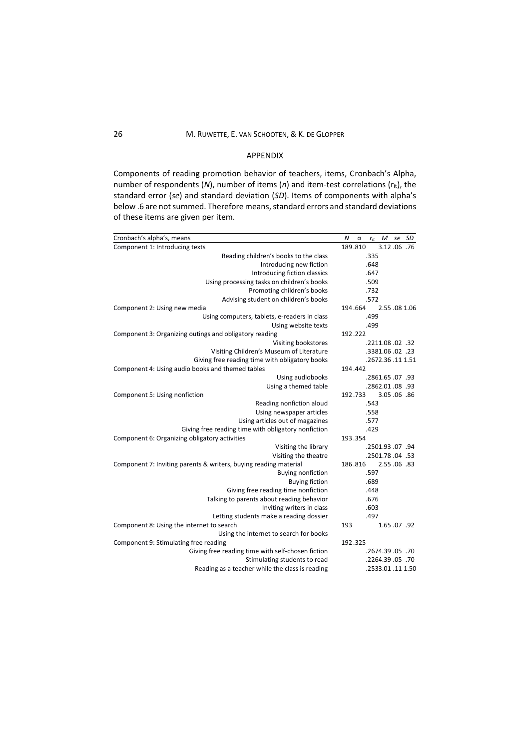## APPENDIX

Components of reading promotion behavior of teachers, items, Cronbach's Alpha, number of respondents (*N*), number of items (*n*) and item-test correlations ($r_{it}$), the standard error (*se*) and standard deviation (*SD*). Items of components with alpha's below .6 are not summed. Therefore means, standard errors and standard deviations of these items are given per item.

| Cronbach's alpha's, means | *N* | α | $r_{it}$ | *M* | *se* | *SD* |
|---|---|---|---|---|---|---|
| Component 1: Introducing texts | 189 | .810 | | 3.12 | .06 | .76 |
| Reading children's books to the class | | | .335 | | | |
| Introducing new fiction | | | .648 | | | |
| Introducing fiction classics | | | .647 | | | |
| Using processing tasks on children's books | | | .509 | | | |
| Promoting children's books | | | .732 | | | |
| Advising student on children's books | | | .572 | | | |
| Component 2: Using new media | 194 | .664 | | 2.55 | .08 | 1.06 |
| Using computers, tablets, e-readers in class | | | .499 | | | |
| Using website texts | | | .499 | | | |
| Component 3: Organizing outings and obligatory reading | 192 | .222 | | | | |
| Visiting bookstores | | | .221 | 1.08 | .02 | .32 |
| Visiting Children's Museum of Literature | | | .338 | 1.06 | .02 | .23 |
| Giving free reading time with obligatory books | | | .267 | 2.36 | .11 | 1.51 |
| Component 4: Using audio books and themed tables | 194 | .442 | | | | |
| Using audiobooks | | | .286 | 1.65 | .07 | .93 |
| Using a themed table | | | .286 | 2.01 | .08 | .93 |
| Component 5: Using nonfiction | 192 | .733 | | 3.05 | .06 | .86 |
| Reading nonfiction aloud | | | .543 | | | |
| Using newspaper articles | | | .558 | | | |
| Using articles out of magazines | | | .577 | | | |
| Giving free reading time with obligatory nonfiction | | | .429 | | | |
| Component 6: Organizing obligatory activities | 193 | .354 | | | | |
| Visiting the library | | | .250 | 1.93 | .07 | .94 |
| Visiting the theatre | | | .250 | 1.78 | .04 | .53 |
| Component 7: Inviting parents & writers, buying reading material | 186 | .816 | | 2.55 | .06 | .83 |
| Buying nonfiction | | | .597 | | | |
| Buying fiction | | | .689 | | | |
| Giving free reading time nonfiction | | | .448 | | | |
| Talking to parents about reading behavior | | | .676 | | | |
| Inviting writers in class | | | .603 | | | |
| Letting students make a reading dossier | | | .497 | | | |
| Component 8: Using the internet to search | 193 | | | 1.65 | .07 | .92 |
| Using the internet to search for books | | | | | | |
| Component 9: Stimulating free reading | 192 | .325 | | | | |
| Giving free reading time with self-chosen fiction | | | .267 | 4.39 | .05 | .70 |
| Stimulating students to read | | | .226 | 4.39 | .05 | .70 |
| Reading as a teacher while the class is reading | | | .253 | 3.01 | .11 | 1.50 |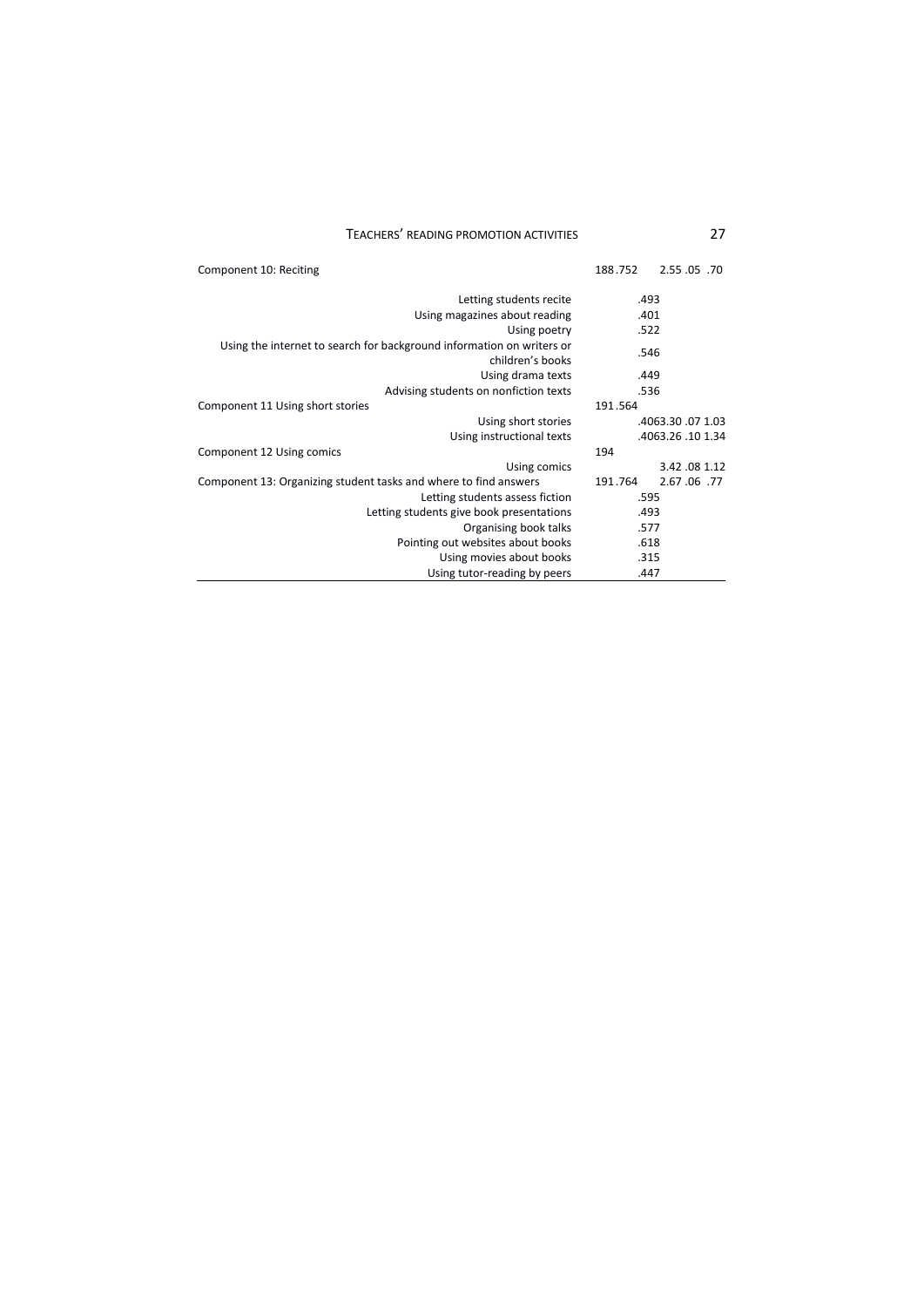| | | | | | | |
|---|---|---|---|---|---|---|
| Component 10: Reciting | 188 | .752 | | 2.55 | .05 | .70 |
| Letting students recite | | | .493 | | | |
| Using magazines about reading | | | .401 | | | |
| Using poetry | | | .522 | | | |
| Using the internet to search for background information on writers or children's books | | | .546 | | | |
| Using drama texts | | | .449 | | | |
| Advising students on nonfiction texts | | | .536 | | | |
| Component 11 Using short stories | 191 | .564 | | | | |
| Using short stories | | | .406 | 3.30 | .07 | 1.03 |
| Using instructional texts | | | .406 | 3.26 | .10 | 1.34 |
| Component 12 Using comics | 194 | | | | | |
| Using comics | | | | 3.42 | .08 | 1.12 |
| Component 13: Organizing student tasks and where to find answers | 191 | .764 | | 2.67 | .06 | .77 |
| Letting students assess fiction | | | .595 | | | |
| Letting students give book presentations | | | .493 | | | |
| Organising book talks | | | .577 | | | |
| Pointing out websites about books | | | .618 | | | |
| Using movies about books | | | .315 | | | |
| Using tutor-reading by peers | | | .447 | | | |